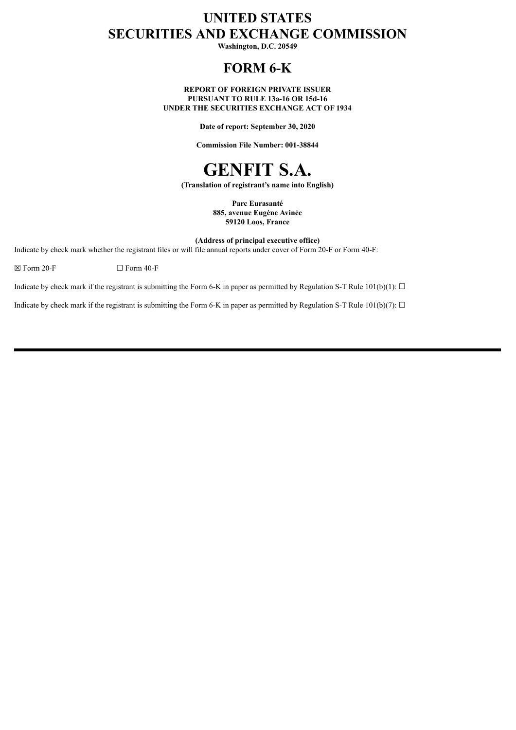# UNITED STATES
# SECURITIES AND EXCHANGE COMMISSION

**Washington, D.C. 20549**

## FORM 6-K

**REPORT OF FOREIGN PRIVATE ISSUER**
**PURSUANT TO RULE 13a-16 OR 15d-16**
**UNDER THE SECURITIES EXCHANGE ACT OF 1934**

**Date of report: September 30, 2020**

**Commission File Number: 001-38844**

# GENFIT S.A.

**(Translation of registrant's name into English)**

**Parc Eurasanté**
**885, avenue Eugène Avinée**
**59120 Loos, France**

**(Address of principal executive office)**

Indicate by check mark whether the registrant files or will file annual reports under cover of Form 20-F or Form 40-F:

☒ Form 20-F ☐ Form 40-F

Indicate by check mark if the registrant is submitting the Form 6-K in paper as permitted by Regulation S-T Rule 101(b)(1): ☐

Indicate by check mark if the registrant is submitting the Form 6-K in paper as permitted by Regulation S-T Rule 101(b)(7): ☐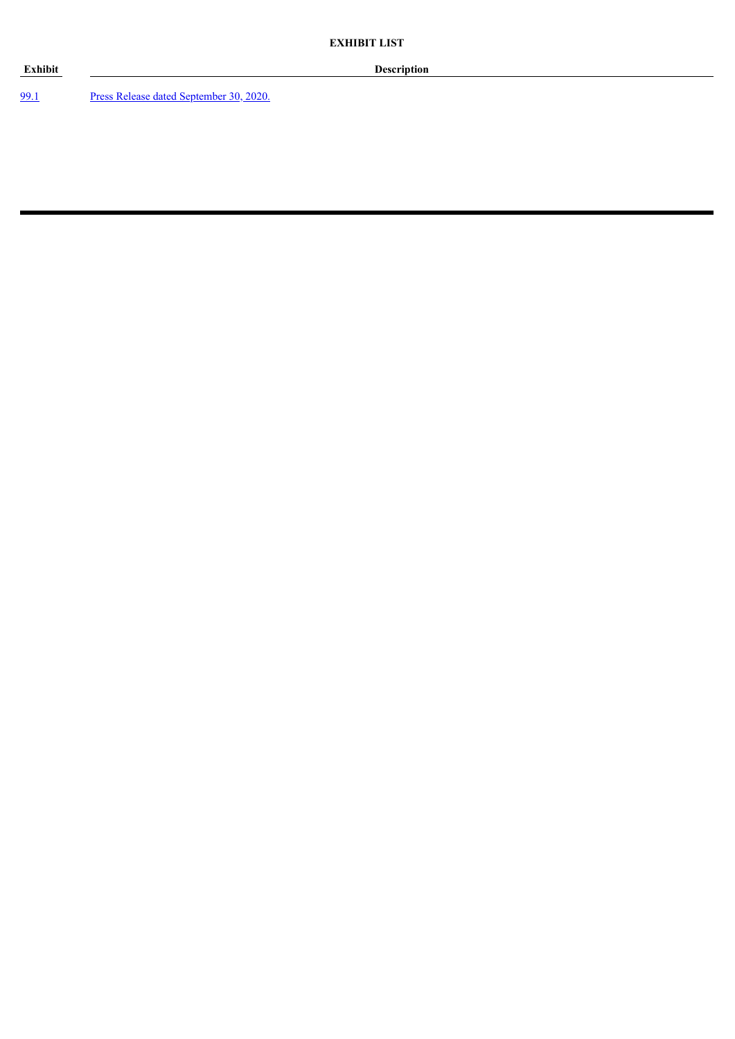**EXHIBIT LIST**

| Exhibit | Description |
| --- | --- |
| 99.1 | Press Release dated September 30, 2020. |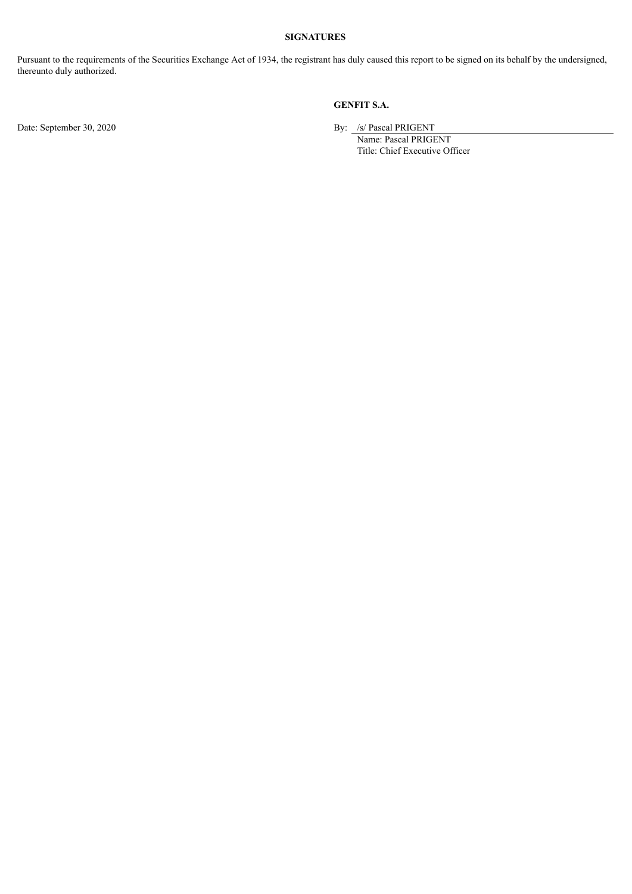**SIGNATURES**

Pursuant to the requirements of the Securities Exchange Act of 1934, the registrant has duly caused this report to be signed on its behalf by the undersigned, thereunto duly authorized.

**GENFIT S.A.**

Date: September 30, 2020

By: /s/ Pascal PRIGENT
Name: Pascal PRIGENT
Title: Chief Executive Officer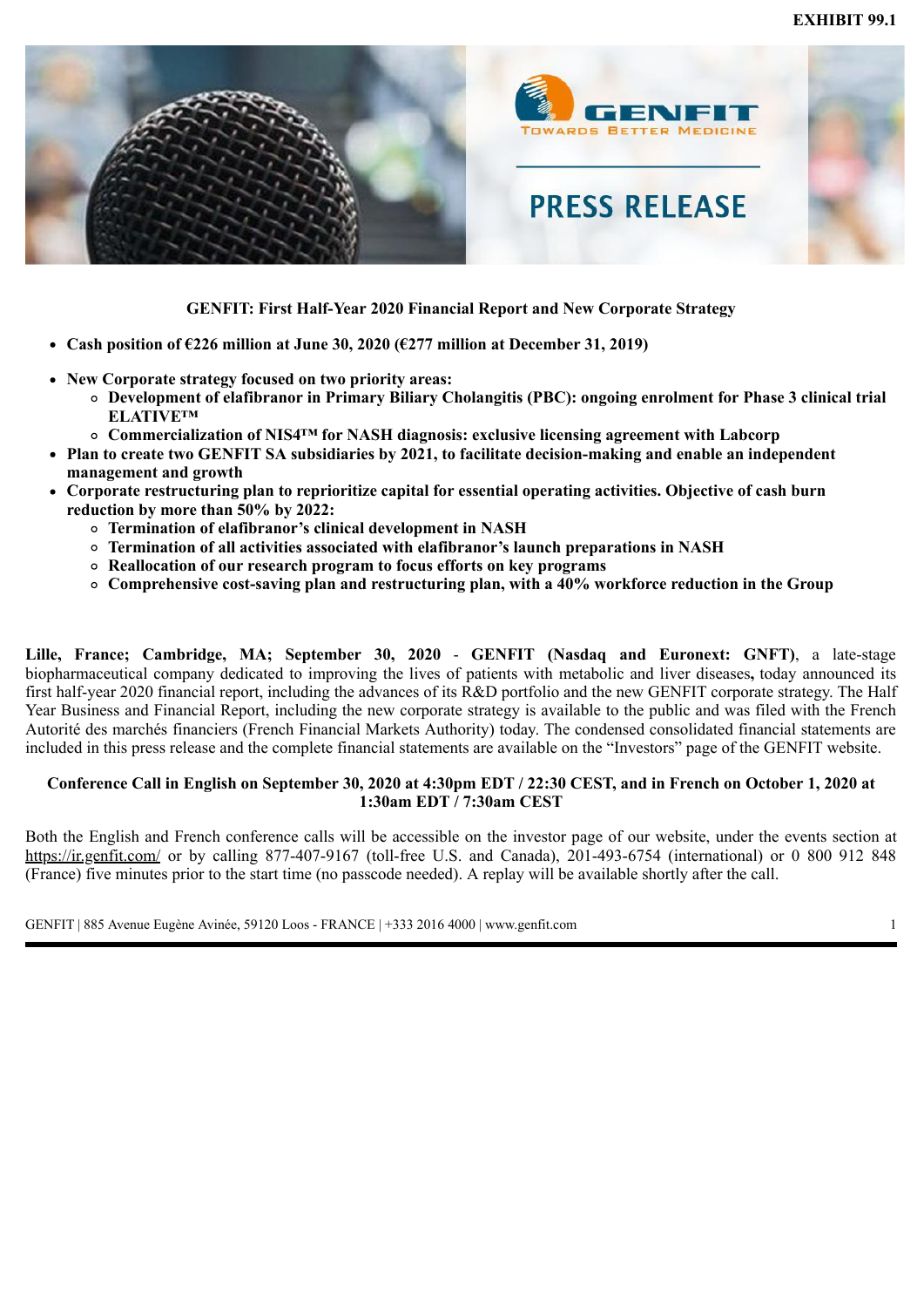EXHIBIT 99.1

GENFIT
TOWARDS BETTER MEDICINE

PRESS RELEASE

**GENFIT: First Half-Year 2020 Financial Report and New Corporate Strategy**

- **Cash position of €226 million at June 30, 2020 (€277 million at December 31, 2019)**
- **New Corporate strategy focused on two priority areas:**
  - **Development of elafibranor in Primary Biliary Cholangitis (PBC): ongoing enrolment for Phase 3 clinical trial ELATIVE™**
  - **Commercialization of NIS4™ for NASH diagnosis: exclusive licensing agreement with Labcorp**
- **Plan to create two GENFIT SA subsidiaries by 2021, to facilitate decision-making and enable an independent management and growth**
- **Corporate restructuring plan to reprioritize capital for essential operating activities. Objective of cash burn reduction by more than 50% by 2022:**
  - **Termination of elafibranor's clinical development in NASH**
  - **Termination of all activities associated with elafibranor's launch preparations in NASH**
  - **Reallocation of our research program to focus efforts on key programs**
  - **Comprehensive cost-saving plan and restructuring plan, with a 40% workforce reduction in the Group**

**Lille, France; Cambridge, MA; September 30, 2020** - **GENFIT (Nasdaq and Euronext: GNFT)**, a late-stage biopharmaceutical company dedicated to improving the lives of patients with metabolic and liver diseases**,** today announced its first half-year 2020 financial report, including the advances of its R&D portfolio and the new GENFIT corporate strategy. The Half Year Business and Financial Report, including the new corporate strategy is available to the public and was filed with the French Autorité des marchés financiers (French Financial Markets Authority) today. The condensed consolidated financial statements are included in this press release and the complete financial statements are available on the "Investors" page of the GENFIT website.

**Conference Call in English on September 30, 2020 at 4:30pm EDT / 22:30 CEST, and in French on October 1, 2020 at 1:30am EDT / 7:30am CEST**

Both the English and French conference calls will be accessible on the investor page of our website, under the events section at https://ir.genfit.com/ or by calling 877-407-9167 (toll-free U.S. and Canada), 201-493-6754 (international) or 0 800 912 848 (France) five minutes prior to the start time (no passcode needed). A replay will be available shortly after the call.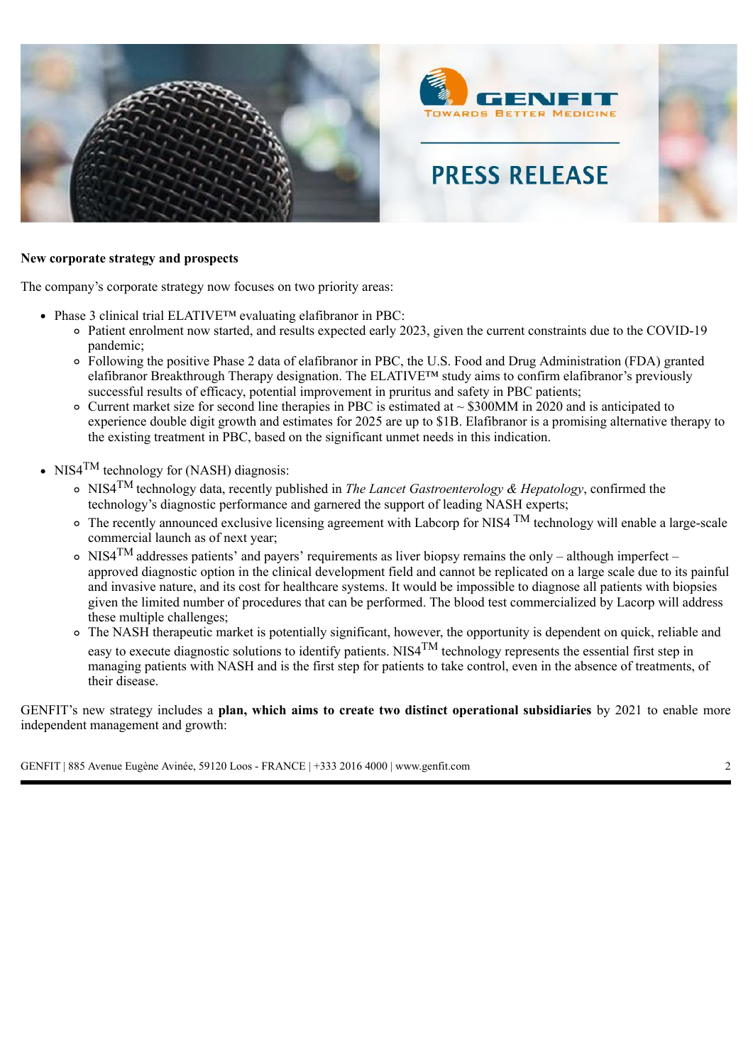**New corporate strategy and prospects**

The company's corporate strategy now focuses on two priority areas:

- Phase 3 clinical trial ELATIVE™ evaluating elafibranor in PBC:
  - Patient enrolment now started, and results expected early 2023, given the current constraints due to the COVID-19 pandemic;
  - Following the positive Phase 2 data of elafibranor in PBC, the U.S. Food and Drug Administration (FDA) granted elafibranor Breakthrough Therapy designation. The ELATIVE™ study aims to confirm elafibranor's previously successful results of efficacy, potential improvement in pruritus and safety in PBC patients;
  - Current market size for second line therapies in PBC is estimated at ~ $300MM in 2020 and is anticipated to experience double digit growth and estimates for 2025 are up to $1B. Elafibranor is a promising alternative therapy to the existing treatment in PBC, based on the significant unmet needs in this indication.

- NIS4™ technology for (NASH) diagnosis:
  - NIS4™ technology data, recently published in *The Lancet Gastroenterology & Hepatology*, confirmed the technology's diagnostic performance and garnered the support of leading NASH experts;
  - The recently announced exclusive licensing agreement with Labcorp for NIS4 ™ technology will enable a large-scale commercial launch as of next year;
  - NIS4™ addresses patients' and payers' requirements as liver biopsy remains the only – although imperfect – approved diagnostic option in the clinical development field and cannot be replicated on a large scale due to its painful and invasive nature, and its cost for healthcare systems. It would be impossible to diagnose all patients with biopsies given the limited number of procedures that can be performed. The blood test commercialized by Lacorp will address these multiple challenges;
  - The NASH therapeutic market is potentially significant, however, the opportunity is dependent on quick, reliable and easy to execute diagnostic solutions to identify patients. NIS4™ technology represents the essential first step in managing patients with NASH and is the first step for patients to take control, even in the absence of treatments, of their disease.

GENFIT's new strategy includes a **plan, which aims to create two distinct operational subsidiaries** by 2021 to enable more independent management and growth: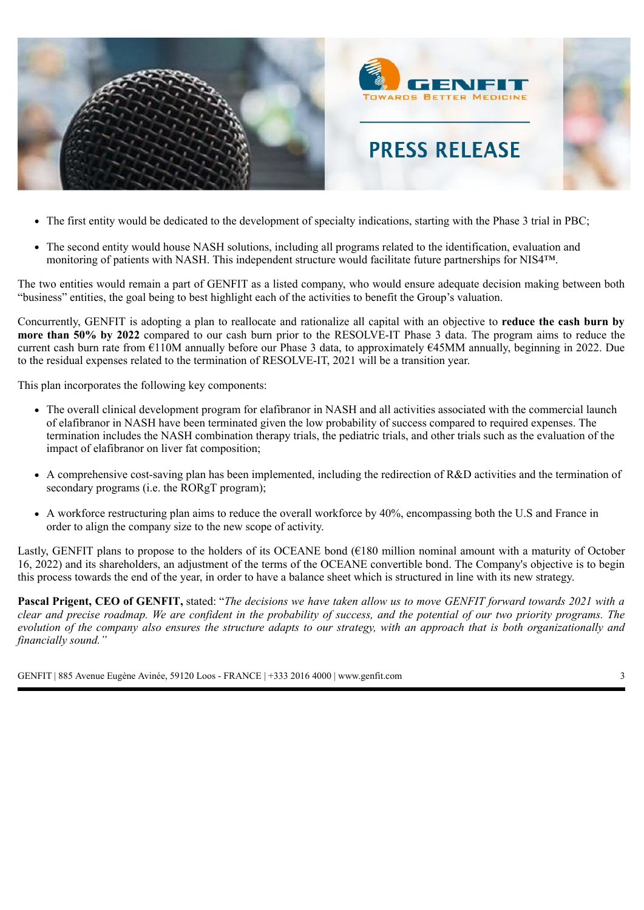- The first entity would be dedicated to the development of specialty indications, starting with the Phase 3 trial in PBC;
- The second entity would house NASH solutions, including all programs related to the identification, evaluation and monitoring of patients with NASH. This independent structure would facilitate future partnerships for NIS4™.

The two entities would remain a part of GENFIT as a listed company, who would ensure adequate decision making between both "business" entities, the goal being to best highlight each of the activities to benefit the Group's valuation.

Concurrently, GENFIT is adopting a plan to reallocate and rationalize all capital with an objective to **reduce the cash burn by more than 50% by 2022** compared to our cash burn prior to the RESOLVE-IT Phase 3 data. The program aims to reduce the current cash burn rate from €110M annually before our Phase 3 data, to approximately €45MM annually, beginning in 2022. Due to the residual expenses related to the termination of RESOLVE-IT, 2021 will be a transition year.

This plan incorporates the following key components:

- The overall clinical development program for elafibranor in NASH and all activities associated with the commercial launch of elafibranor in NASH have been terminated given the low probability of success compared to required expenses. The termination includes the NASH combination therapy trials, the pediatric trials, and other trials such as the evaluation of the impact of elafibranor on liver fat composition;
- A comprehensive cost-saving plan has been implemented, including the redirection of R&D activities and the termination of secondary programs (i.e. the RORgT program);
- A workforce restructuring plan aims to reduce the overall workforce by 40%, encompassing both the U.S and France in order to align the company size to the new scope of activity.

Lastly, GENFIT plans to propose to the holders of its OCEANE bond (€180 million nominal amount with a maturity of October 16, 2022) and its shareholders, an adjustment of the terms of the OCEANE convertible bond. The Company's objective is to begin this process towards the end of the year, in order to have a balance sheet which is structured in line with its new strategy.

**Pascal Prigent, CEO of GENFIT,** stated: "*The decisions we have taken allow us to move GENFIT forward towards 2021 with a clear and precise roadmap. We are confident in the probability of success, and the potential of our two priority programs. The evolution of the company also ensures the structure adapts to our strategy, with an approach that is both organizationally and financially sound.*"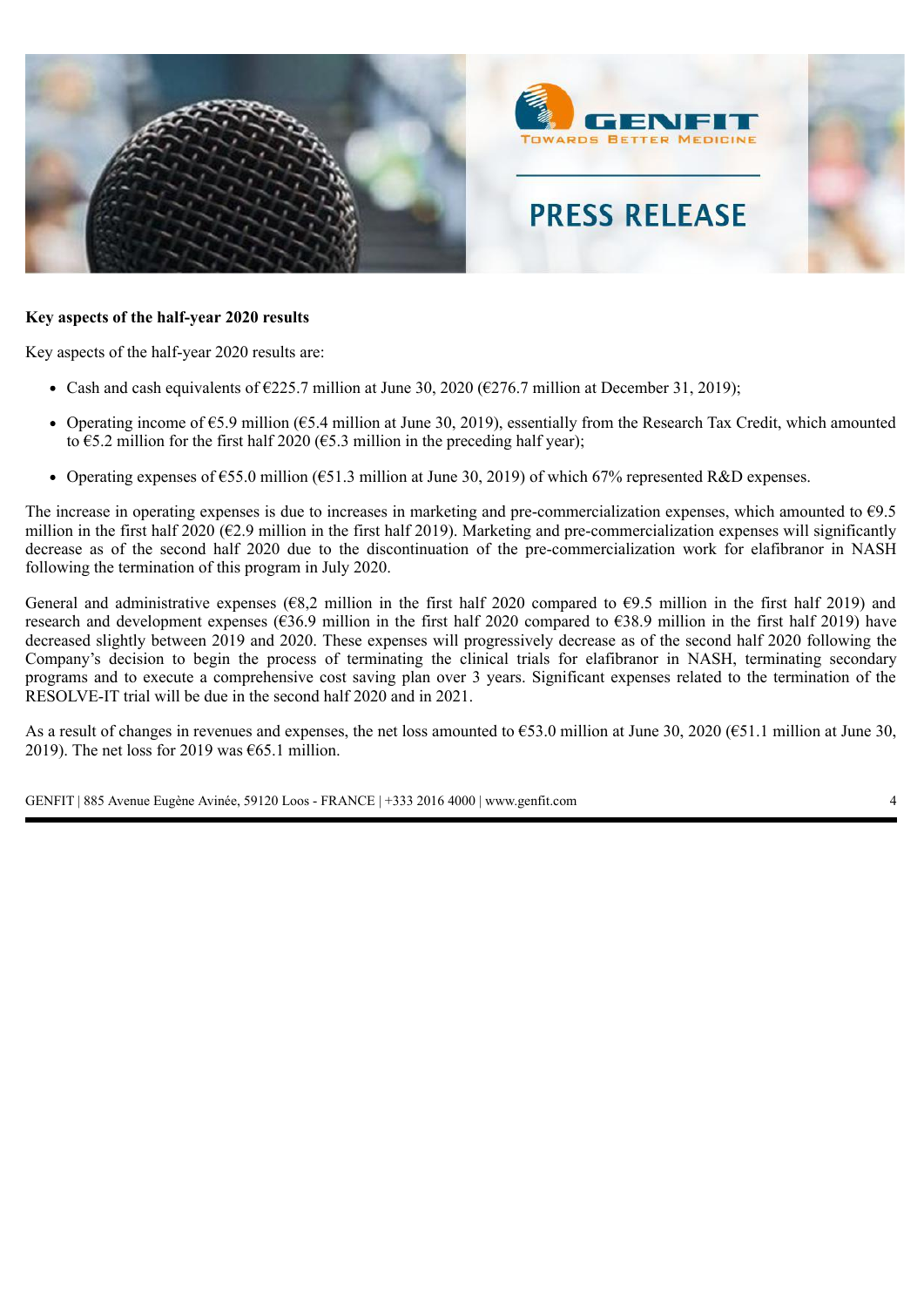**Key aspects of the half-year 2020 results**

Key aspects of the half-year 2020 results are:

- Cash and cash equivalents of €225.7 million at June 30, 2020 (€276.7 million at December 31, 2019);
- Operating income of €5.9 million (€5.4 million at June 30, 2019), essentially from the Research Tax Credit, which amounted to €5.2 million for the first half 2020 (€5.3 million in the preceding half year);
- Operating expenses of €55.0 million (€51.3 million at June 30, 2019) of which 67% represented R&D expenses.

The increase in operating expenses is due to increases in marketing and pre-commercialization expenses, which amounted to €9.5 million in the first half 2020 (€2.9 million in the first half 2019). Marketing and pre-commercialization expenses will significantly decrease as of the second half 2020 due to the discontinuation of the pre-commercialization work for elafibranor in NASH following the termination of this program in July 2020.

General and administrative expenses (€8,2 million in the first half 2020 compared to €9.5 million in the first half 2019) and research and development expenses (€36.9 million in the first half 2020 compared to €38.9 million in the first half 2019) have decreased slightly between 2019 and 2020. These expenses will progressively decrease as of the second half 2020 following the Company's decision to begin the process of terminating the clinical trials for elafibranor in NASH, terminating secondary programs and to execute a comprehensive cost saving plan over 3 years. Significant expenses related to the termination of the RESOLVE-IT trial will be due in the second half 2020 and in 2021.

As a result of changes in revenues and expenses, the net loss amounted to €53.0 million at June 30, 2020 (€51.1 million at June 30, 2019). The net loss for 2019 was €65.1 million.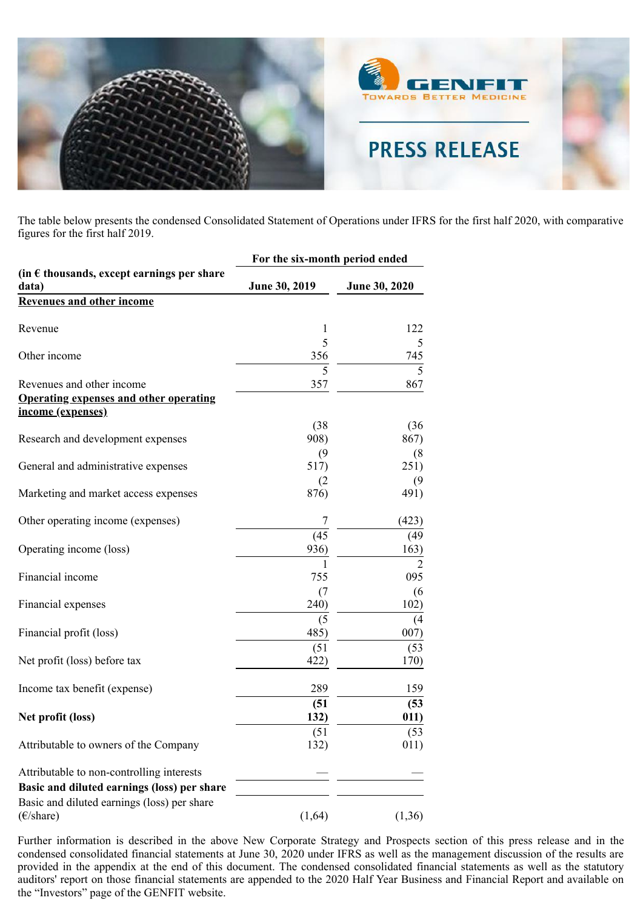The table below presents the condensed Consolidated Statement of Operations under IFRS for the first half 2020, with comparative figures for the first half 2019.

| (in € thousands, except earnings per share data) | For the six-month period ended June 30, 2019 | June 30, 2020 |
|---|---|---|
| **Revenues and other income** | | |
| Revenue | 1 | 122 |
| Other income | 5 356 | 5 745 |
| Revenues and other income | 5 357 | 5 867 |
| **Operating expenses and other operating income (expenses)** | | |
| Research and development expenses | (38 908) | (36 867) |
| General and administrative expenses | (9 517) | (8 251) |
| Marketing and market access expenses | (2 876) | (9 491) |
| Other operating income (expenses) | 7 | (423) |
| Operating income (loss) | (45 936) | (49 163) |
| Financial income | 1 755 | 2 095 |
| Financial expenses | (7 240) | (6 102) |
| Financial profit (loss) | (5 485) | (4 007) |
| Net profit (loss) before tax | (51 422) | (53 170) |
| Income tax benefit (expense) | 289 | 159 |
| **Net profit (loss)** | **(51 132)** | **(53 011)** |
| Attributable to owners of the Company | (51 132) | (53 011) |
| Attributable to non-controlling interests | — | — |
| **Basic and diluted earnings (loss) per share** | | |
| Basic and diluted earnings (loss) per share (€/share) | (1,64) | (1,36) |

Further information is described in the above New Corporate Strategy and Prospects section of this press release and in the condensed consolidated financial statements at June 30, 2020 under IFRS as well as the management discussion of the results are provided in the appendix at the end of this document. The condensed consolidated financial statements as well as the statutory auditors' report on those financial statements are appended to the 2020 Half Year Business and Financial Report and available on the "Investors" page of the GENFIT website.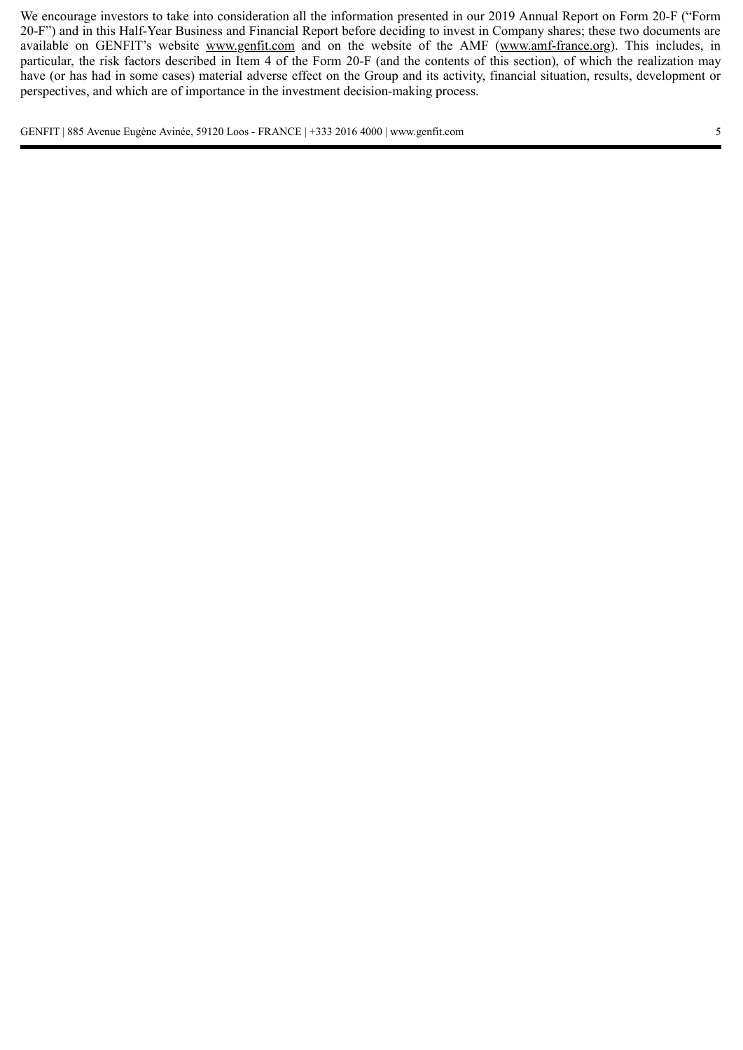We encourage investors to take into consideration all the information presented in our 2019 Annual Report on Form 20-F ("Form 20-F") and in this Half-Year Business and Financial Report before deciding to invest in Company shares; these two documents are available on GENFIT's website www.genfit.com and on the website of the AMF (www.amf-france.org). This includes, in particular, the risk factors described in Item 4 of the Form 20-F (and the contents of this section), of which the realization may have (or has had in some cases) material adverse effect on the Group and its activity, financial situation, results, development or perspectives, and which are of importance in the investment decision-making process.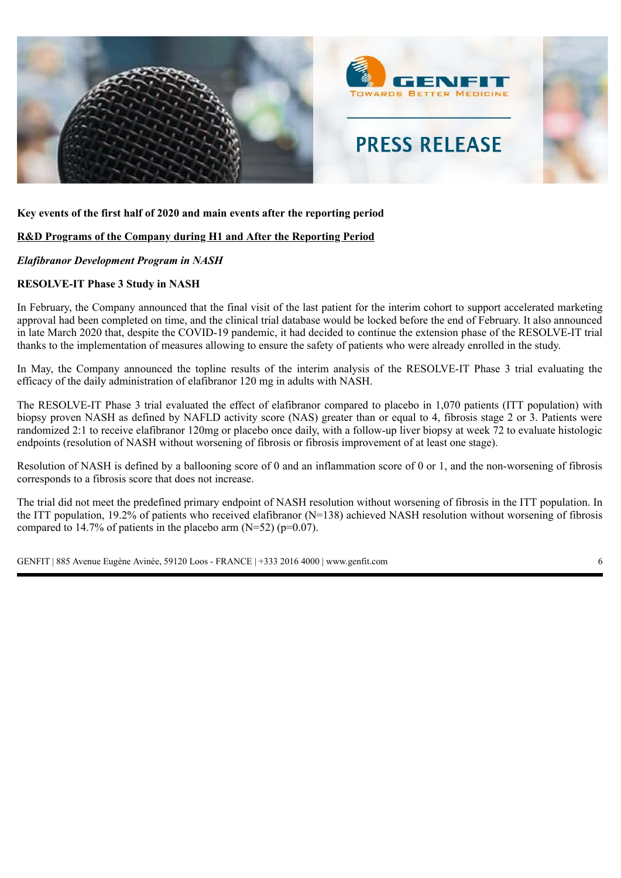**Key events of the first half of 2020 and main events after the reporting period**

**R&D Programs of the Company during H1 and After the Reporting Period**

***Elafibranor Development Program in NASH***

**RESOLVE-IT Phase 3 Study in NASH**

In February, the Company announced that the final visit of the last patient for the interim cohort to support accelerated marketing approval had been completed on time, and the clinical trial database would be locked before the end of February. It also announced in late March 2020 that, despite the COVID-19 pandemic, it had decided to continue the extension phase of the RESOLVE-IT trial thanks to the implementation of measures allowing to ensure the safety of patients who were already enrolled in the study.

In May, the Company announced the topline results of the interim analysis of the RESOLVE-IT Phase 3 trial evaluating the efficacy of the daily administration of elafibranor 120 mg in adults with NASH.

The RESOLVE-IT Phase 3 trial evaluated the effect of elafibranor compared to placebo in 1,070 patients (ITT population) with biopsy proven NASH as defined by NAFLD activity score (NAS) greater than or equal to 4, fibrosis stage 2 or 3. Patients were randomized 2:1 to receive elafibranor 120mg or placebo once daily, with a follow-up liver biopsy at week 72 to evaluate histologic endpoints (resolution of NASH without worsening of fibrosis or fibrosis improvement of at least one stage).

Resolution of NASH is defined by a ballooning score of 0 and an inflammation score of 0 or 1, and the non-worsening of fibrosis corresponds to a fibrosis score that does not increase.

The trial did not meet the predefined primary endpoint of NASH resolution without worsening of fibrosis in the ITT population. In the ITT population, 19.2% of patients who received elafibranor (N=138) achieved NASH resolution without worsening of fibrosis compared to 14.7% of patients in the placebo arm (N=52) ($p=0.07$).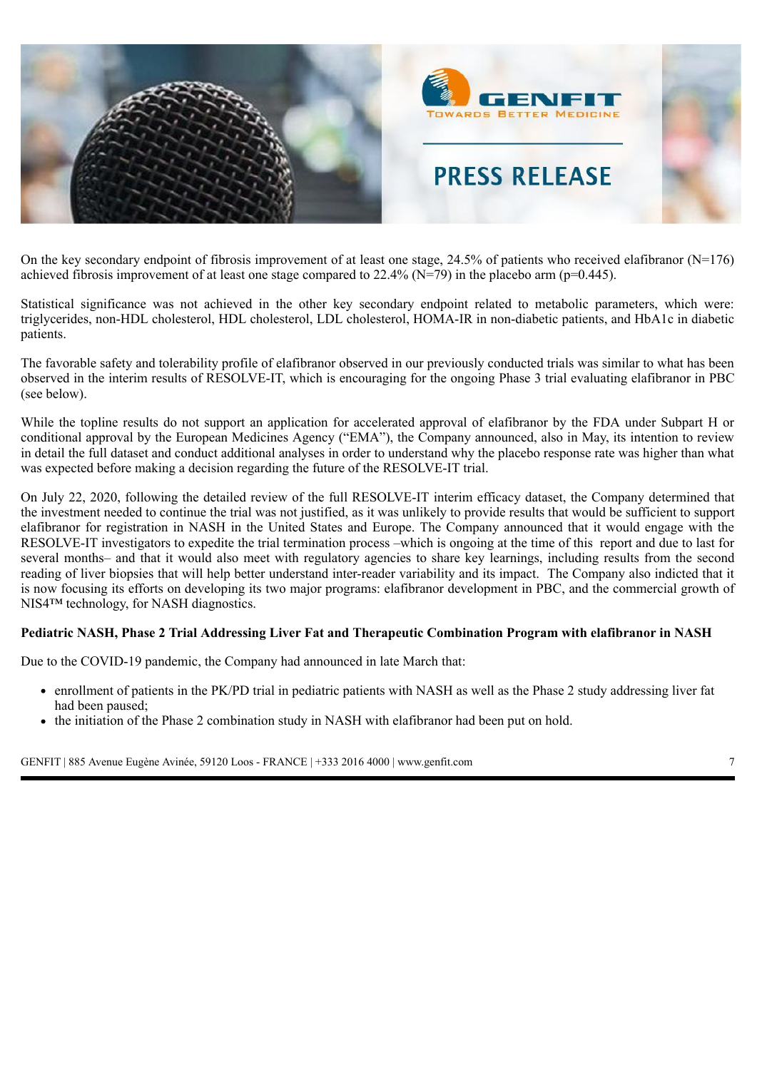On the key secondary endpoint of fibrosis improvement of at least one stage, 24.5% of patients who received elafibranor (N=176) achieved fibrosis improvement of at least one stage compared to 22.4% (N=79) in the placebo arm (p=0.445).

Statistical significance was not achieved in the other key secondary endpoint related to metabolic parameters, which were: triglycerides, non-HDL cholesterol, HDL cholesterol, LDL cholesterol, HOMA-IR in non-diabetic patients, and HbA1c in diabetic patients.

The favorable safety and tolerability profile of elafibranor observed in our previously conducted trials was similar to what has been observed in the interim results of RESOLVE-IT, which is encouraging for the ongoing Phase 3 trial evaluating elafibranor in PBC (see below).

While the topline results do not support an application for accelerated approval of elafibranor by the FDA under Subpart H or conditional approval by the European Medicines Agency ("EMA"), the Company announced, also in May, its intention to review in detail the full dataset and conduct additional analyses in order to understand why the placebo response rate was higher than what was expected before making a decision regarding the future of the RESOLVE-IT trial.

On July 22, 2020, following the detailed review of the full RESOLVE-IT interim efficacy dataset, the Company determined that the investment needed to continue the trial was not justified, as it was unlikely to provide results that would be sufficient to support elafibranor for registration in NASH in the United States and Europe. The Company announced that it would engage with the RESOLVE-IT investigators to expedite the trial termination process –which is ongoing at the time of this report and due to last for several months– and that it would also meet with regulatory agencies to share key learnings, including results from the second reading of liver biopsies that will help better understand inter-reader variability and its impact. The Company also indicted that it is now focusing its efforts on developing its two major programs: elafibranor development in PBC, and the commercial growth of NIS4™ technology, for NASH diagnostics.

**Pediatric NASH, Phase 2 Trial Addressing Liver Fat and Therapeutic Combination Program with elafibranor in NASH**

Due to the COVID-19 pandemic, the Company had announced in late March that:

- enrollment of patients in the PK/PD trial in pediatric patients with NASH as well as the Phase 2 study addressing liver fat had been paused;
- the initiation of the Phase 2 combination study in NASH with elafibranor had been put on hold.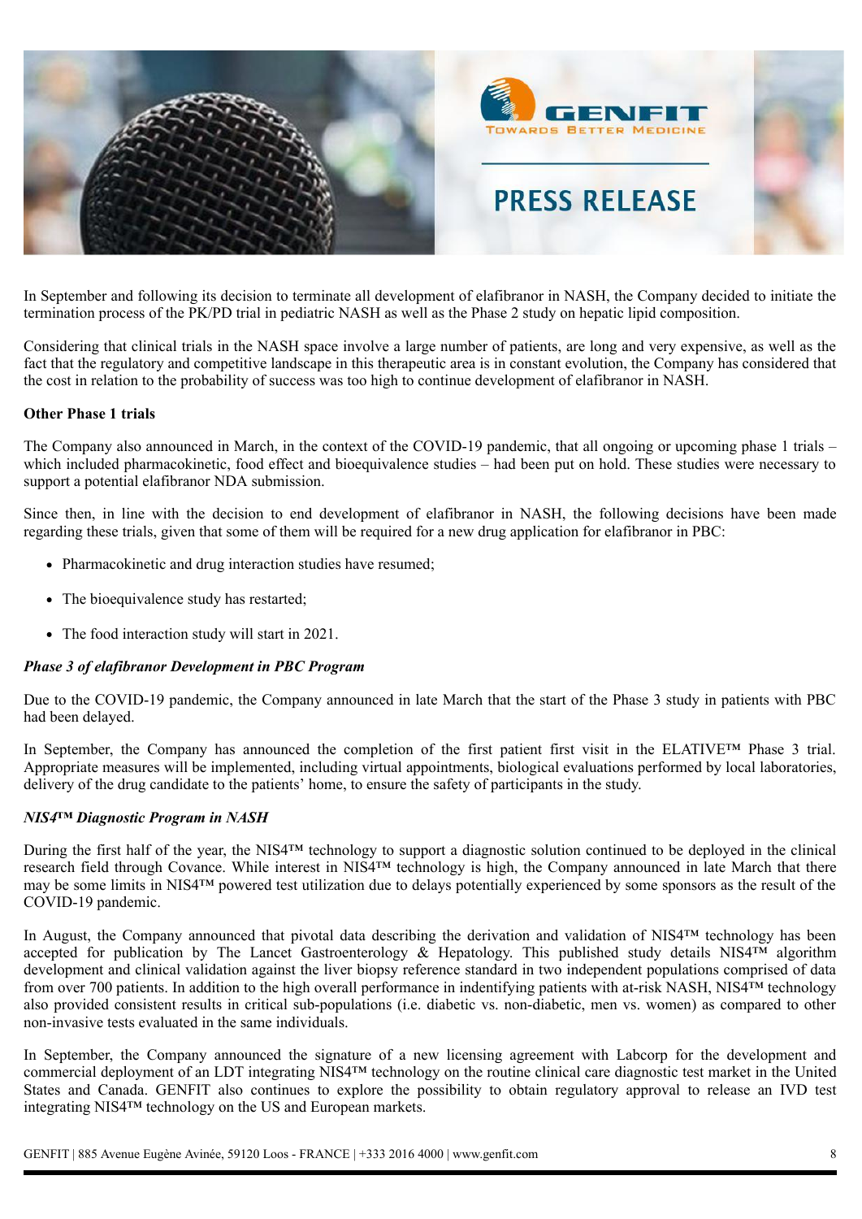In September and following its decision to terminate all development of elafibranor in NASH, the Company decided to initiate the termination process of the PK/PD trial in pediatric NASH as well as the Phase 2 study on hepatic lipid composition.

Considering that clinical trials in the NASH space involve a large number of patients, are long and very expensive, as well as the fact that the regulatory and competitive landscape in this therapeutic area is in constant evolution, the Company has considered that the cost in relation to the probability of success was too high to continue development of elafibranor in NASH.

**Other Phase 1 trials**

The Company also announced in March, in the context of the COVID-19 pandemic, that all ongoing or upcoming phase 1 trials – which included pharmacokinetic, food effect and bioequivalence studies – had been put on hold. These studies were necessary to support a potential elafibranor NDA submission.

Since then, in line with the decision to end development of elafibranor in NASH, the following decisions have been made regarding these trials, given that some of them will be required for a new drug application for elafibranor in PBC:

- Pharmacokinetic and drug interaction studies have resumed;
- The bioequivalence study has restarted;
- The food interaction study will start in 2021.

***Phase 3 of elafibranor Development in PBC Program***

Due to the COVID-19 pandemic, the Company announced in late March that the start of the Phase 3 study in patients with PBC had been delayed.

In September, the Company has announced the completion of the first patient first visit in the ELATIVE™ Phase 3 trial. Appropriate measures will be implemented, including virtual appointments, biological evaluations performed by local laboratories, delivery of the drug candidate to the patients' home, to ensure the safety of participants in the study.

***NIS4™ Diagnostic Program in NASH***

During the first half of the year, the NIS4™ technology to support a diagnostic solution continued to be deployed in the clinical research field through Covance. While interest in NIS4™ technology is high, the Company announced in late March that there may be some limits in NIS4™ powered test utilization due to delays potentially experienced by some sponsors as the result of the COVID-19 pandemic.

In August, the Company announced that pivotal data describing the derivation and validation of NIS4™ technology has been accepted for publication by The Lancet Gastroenterology & Hepatology. This published study details NIS4™ algorithm development and clinical validation against the liver biopsy reference standard in two independent populations comprised of data from over 700 patients. In addition to the high overall performance in indentifying patients with at-risk NASH, NIS4™ technology also provided consistent results in critical sub-populations (i.e. diabetic vs. non-diabetic, men vs. women) as compared to other non-invasive tests evaluated in the same individuals.

In September, the Company announced the signature of a new licensing agreement with Labcorp for the development and commercial deployment of an LDT integrating NIS4™ technology on the routine clinical care diagnostic test market in the United States and Canada. GENFIT also continues to explore the possibility to obtain regulatory approval to release an IVD test integrating NIS4™ technology on the US and European markets.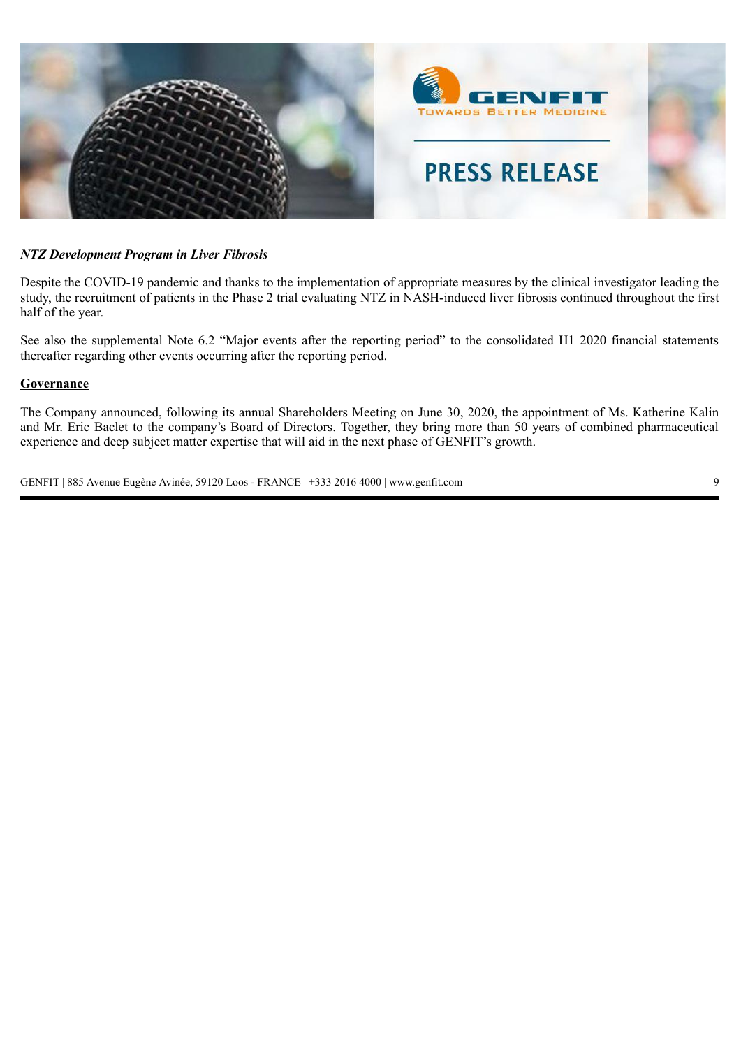*NTZ Development Program in Liver Fibrosis*

Despite the COVID-19 pandemic and thanks to the implementation of appropriate measures by the clinical investigator leading the study, the recruitment of patients in the Phase 2 trial evaluating NTZ in NASH-induced liver fibrosis continued throughout the first half of the year.

See also the supplemental Note 6.2 "Major events after the reporting period" to the consolidated H1 2020 financial statements thereafter regarding other events occurring after the reporting period.

**Governance**

The Company announced, following its annual Shareholders Meeting on June 30, 2020, the appointment of Ms. Katherine Kalin and Mr. Eric Baclet to the company's Board of Directors. Together, they bring more than 50 years of combined pharmaceutical experience and deep subject matter expertise that will aid in the next phase of GENFIT's growth.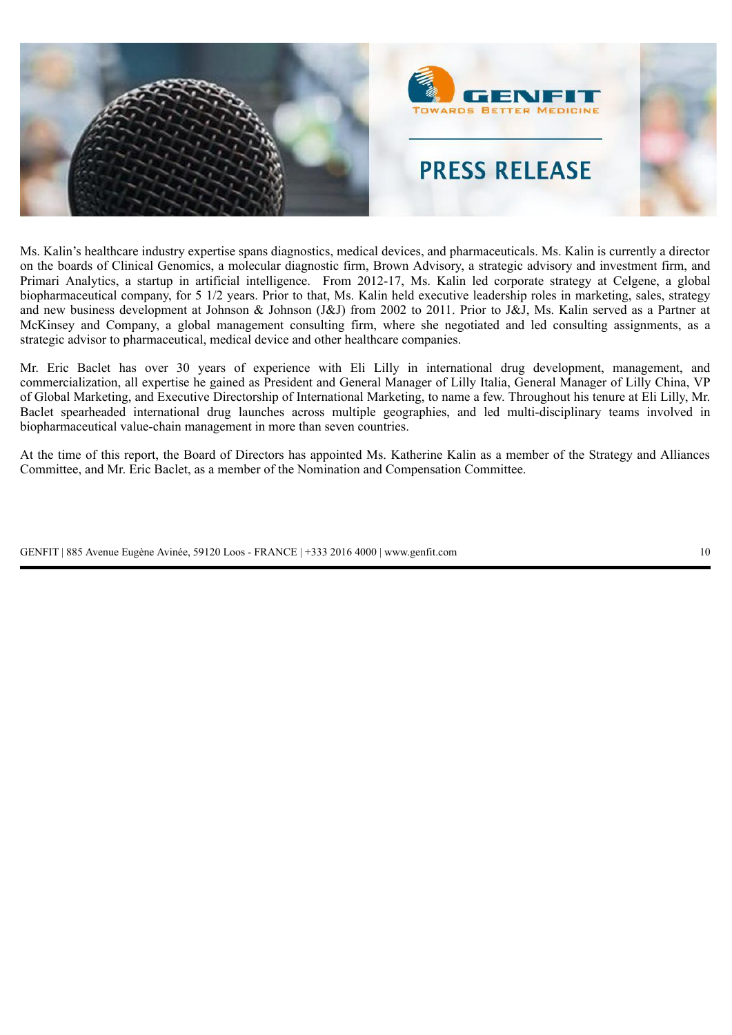Ms. Kalin's healthcare industry expertise spans diagnostics, medical devices, and pharmaceuticals. Ms. Kalin is currently a director on the boards of Clinical Genomics, a molecular diagnostic firm, Brown Advisory, a strategic advisory and investment firm, and Primari Analytics, a startup in artificial intelligence. From 2012-17, Ms. Kalin led corporate strategy at Celgene, a global biopharmaceutical company, for 5 1/2 years. Prior to that, Ms. Kalin held executive leadership roles in marketing, sales, strategy and new business development at Johnson & Johnson (J&J) from 2002 to 2011. Prior to J&J, Ms. Kalin served as a Partner at McKinsey and Company, a global management consulting firm, where she negotiated and led consulting assignments, as a strategic advisor to pharmaceutical, medical device and other healthcare companies.

Mr. Eric Baclet has over 30 years of experience with Eli Lilly in international drug development, management, and commercialization, all expertise he gained as President and General Manager of Lilly Italia, General Manager of Lilly China, VP of Global Marketing, and Executive Directorship of International Marketing, to name a few. Throughout his tenure at Eli Lilly, Mr. Baclet spearheaded international drug launches across multiple geographies, and led multi-disciplinary teams involved in biopharmaceutical value-chain management in more than seven countries.

At the time of this report, the Board of Directors has appointed Ms. Katherine Kalin as a member of the Strategy and Alliances Committee, and Mr. Eric Baclet, as a member of the Nomination and Compensation Committee.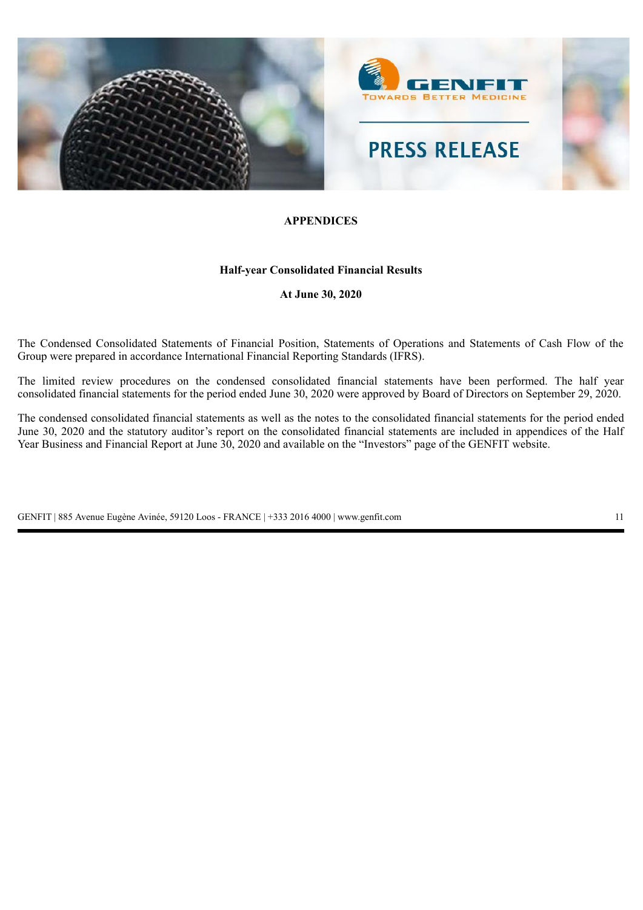## APPENDICES

### Half-year Consolidated Financial Results

### At June 30, 2020

The Condensed Consolidated Statements of Financial Position, Statements of Operations and Statements of Cash Flow of the Group were prepared in accordance International Financial Reporting Standards (IFRS).

The limited review procedures on the condensed consolidated financial statements have been performed. The half year consolidated financial statements for the period ended June 30, 2020 were approved by Board of Directors on September 29, 2020.

The condensed consolidated financial statements as well as the notes to the consolidated financial statements for the period ended June 30, 2020 and the statutory auditor's report on the consolidated financial statements are included in appendices of the Half Year Business and Financial Report at June 30, 2020 and available on the "Investors" page of the GENFIT website.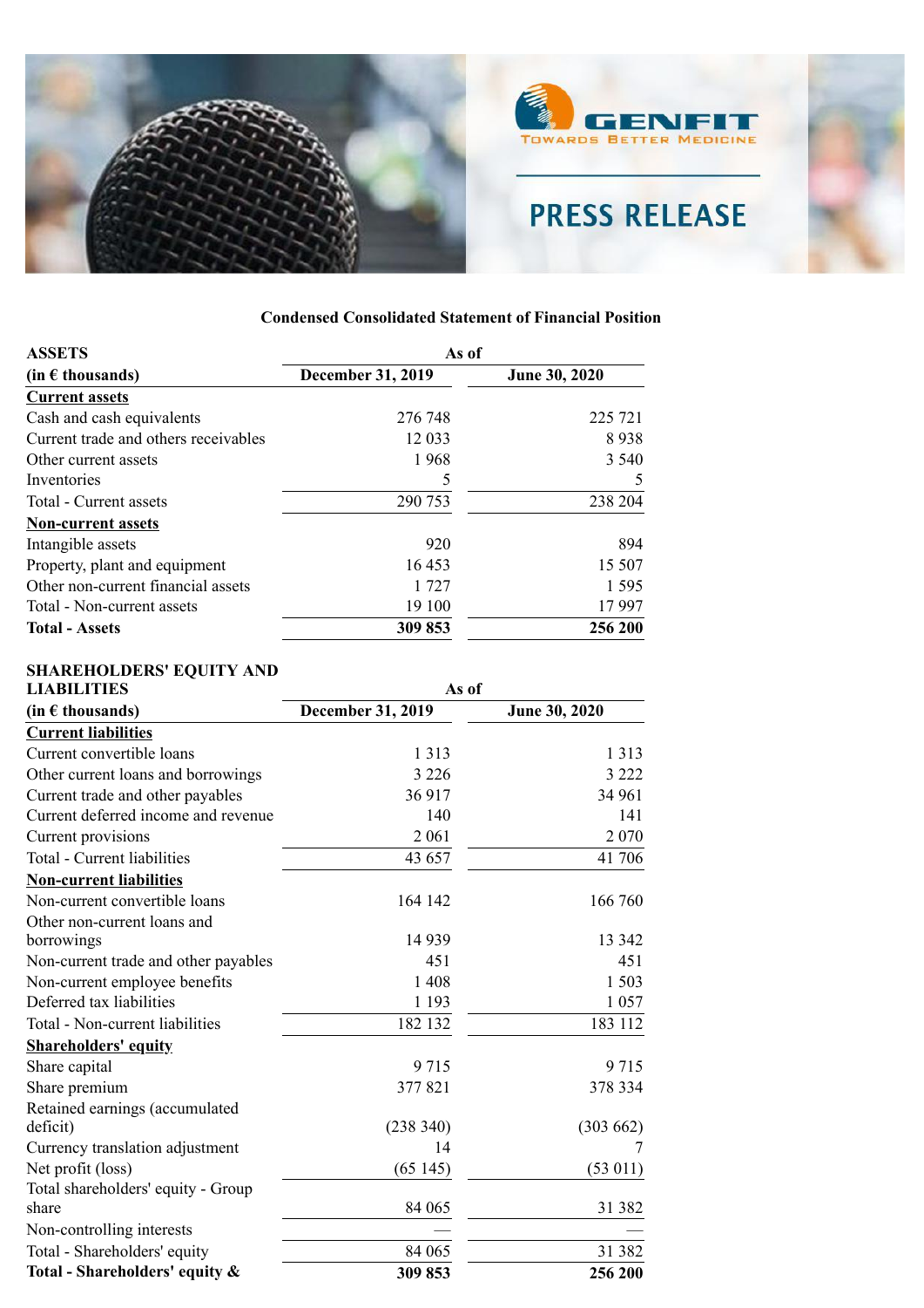## Condensed Consolidated Statement of Financial Position

| **ASSETS** | As of | |
|---|---|---|
| **(in € thousands)** | **December 31, 2019** | **June 30, 2020** |
| **Current assets** | | |
| Cash and cash equivalents | 276 748 | 225 721 |
| Current trade and others receivables | 12 033 | 8 938 |
| Other current assets | 1 968 | 3 540 |
| Inventories | 5 | 5 |
| Total - Current assets | 290 753 | 238 204 |
| **Non-current assets** | | |
| Intangible assets | 920 | 894 |
| Property, plant and equipment | 16 453 | 15 507 |
| Other non-current financial assets | 1 727 | 1 595 |
| Total - Non-current assets | 19 100 | 17 997 |
| **Total - Assets** | **309 853** | **256 200** |

| **SHAREHOLDERS' EQUITY AND LIABILITIES** | As of | |
|---|---|---|
| **(in € thousands)** | **December 31, 2019** | **June 30, 2020** |
| **Current liabilities** | | |
| Current convertible loans | 1 313 | 1 313 |
| Other current loans and borrowings | 3 226 | 3 222 |
| Current trade and other payables | 36 917 | 34 961 |
| Current deferred income and revenue | 140 | 141 |
| Current provisions | 2 061 | 2 070 |
| Total - Current liabilities | 43 657 | 41 706 |
| **Non-current liabilities** | | |
| Non-current convertible loans | 164 142 | 166 760 |
| Other non-current loans and borrowings | 14 939 | 13 342 |
| Non-current trade and other payables | 451 | 451 |
| Non-current employee benefits | 1 408 | 1 503 |
| Deferred tax liabilities | 1 193 | 1 057 |
| Total - Non-current liabilities | 182 132 | 183 112 |
| **Shareholders' equity** | | |
| Share capital | 9 715 | 9 715 |
| Share premium | 377 821 | 378 334 |
| Retained earnings (accumulated deficit) | (238 340) | (303 662) |
| Currency translation adjustment | 14 | 7 |
| Net profit (loss) | (65 145) | (53 011) |
| Total shareholders' equity - Group share | 84 065 | 31 382 |
| Non-controlling interests | — | — |
| Total - Shareholders' equity | 84 065 | 31 382 |
| **Total - Shareholders' equity &** | **309 853** | **256 200** |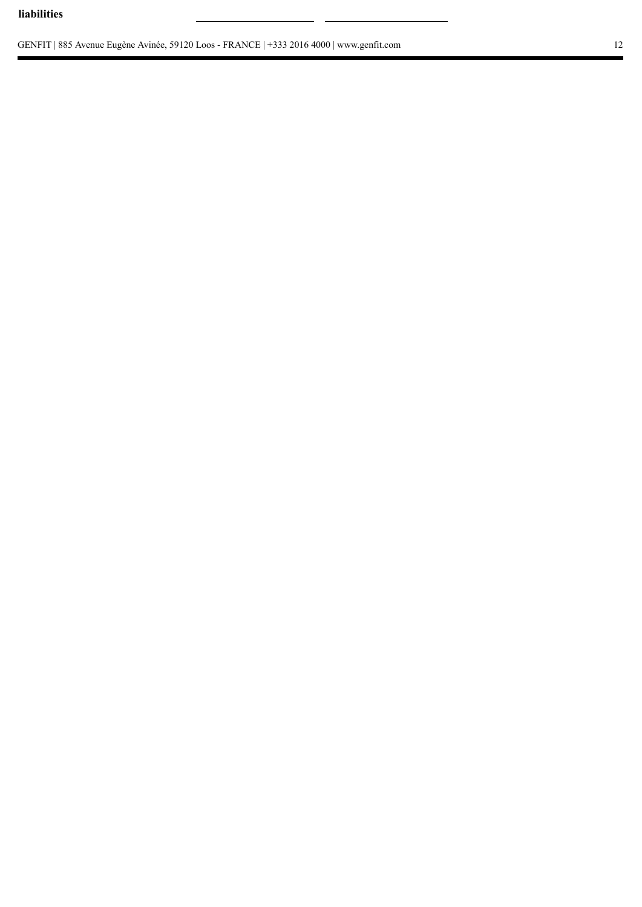**liabilities**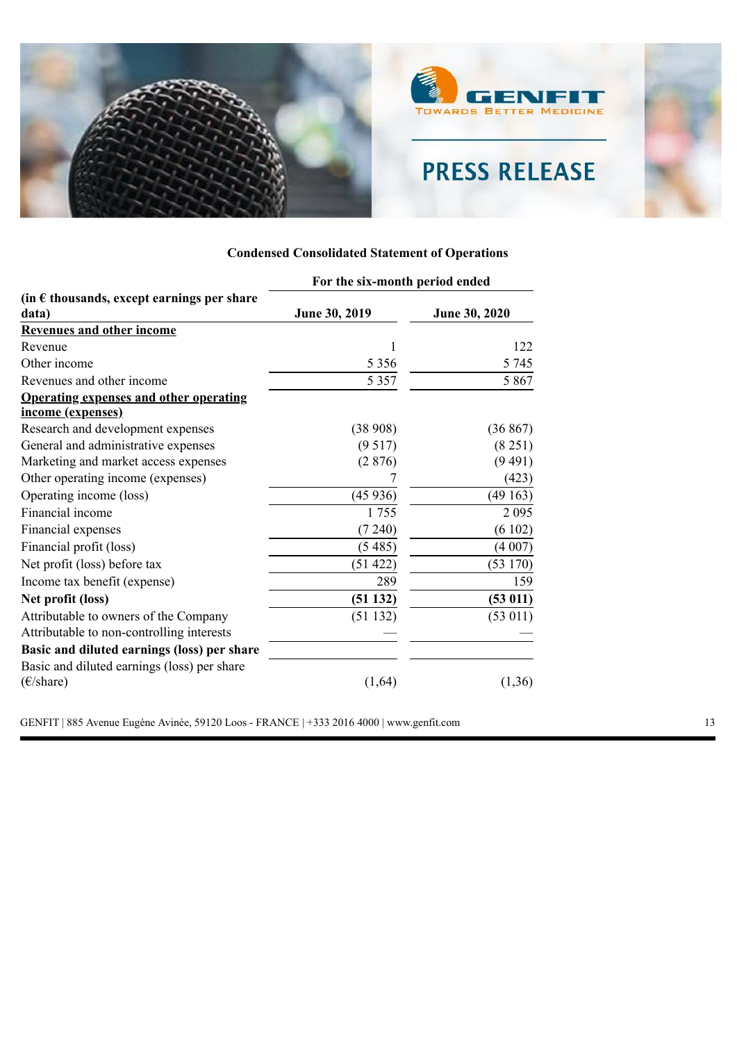## Condensed Consolidated Statement of Operations

| (in € thousands, except earnings per share data) | For the six-month period ended | |
|---|---|---|
| | June 30, 2019 | June 30, 2020 |
| **Revenues and other income** | | |
| Revenue | 1 | 122 |
| Other income | 5 356 | 5 745 |
| Revenues and other income | 5 357 | 5 867 |
| **Operating expenses and other operating income (expenses)** | | |
| Research and development expenses | (38 908) | (36 867) |
| General and administrative expenses | (9 517) | (8 251) |
| Marketing and market access expenses | (2 876) | (9 491) |
| Other operating income (expenses) | 7 | (423) |
| Operating income (loss) | (45 936) | (49 163) |
| Financial income | 1 755 | 2 095 |
| Financial expenses | (7 240) | (6 102) |
| Financial profit (loss) | (5 485) | (4 007) |
| Net profit (loss) before tax | (51 422) | (53 170) |
| Income tax benefit (expense) | 289 | 159 |
| **Net profit (loss)** | **(51 132)** | **(53 011)** |
| Attributable to owners of the Company | (51 132) | (53 011) |
| Attributable to non-controlling interests | — | — |
| **Basic and diluted earnings (loss) per share** | | |
| Basic and diluted earnings (loss) per share (€/share) | (1,64) | (1,36) |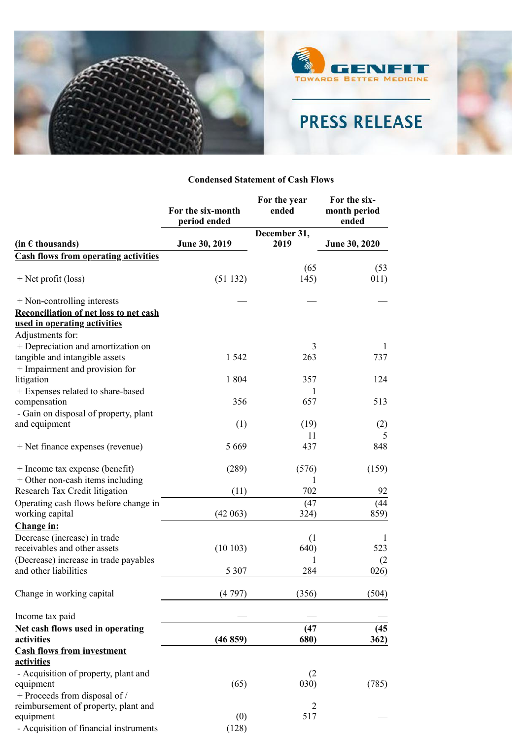### Condensed Statement of Cash Flows

| (in € thousands) | For the six-month period ended June 30, 2019 | For the year ended December 31, 2019 | For the six-month period ended June 30, 2020 |
|---|---|---|---|
| **Cash flows from operating activities** | | | |
| + Net profit (loss) | (51 132) | (65 145) | (53 011) |
| + Non-controlling interests | — | — | — |
| **Reconciliation of net loss to net cash used in operating activities** | | | |
| Adjustments for: | | | |
| + Depreciation and amortization on tangible and intangible assets | 1 542 | 3 263 | 1 737 |
| + Impairment and provision for litigation | 1 804 | 357 | 124 |
| + Expenses related to share-based compensation | 356 | 1 657 | 513 |
| - Gain on disposal of property, plant and equipment | (1) | (19) | (2) |
| + Net finance expenses (revenue) | 5 669 | 11 437 | 5 848 |
| + Income tax expense (benefit) | (289) | (576) | (159) |
| + Other non-cash items including Research Tax Credit litigation | (11) | 1 702 | 92 |
| Operating cash flows before change in working capital | (42 063) | (47 324) | (44 859) |
| **Change in:** | | | |
| Decrease (increase) in trade receivables and other assets | (10 103) | (1 640) | 1 523 |
| (Decrease) increase in trade payables and other liabilities | 5 307 | 1 284 | (2 026) |
| Change in working capital | (4 797) | (356) | (504) |
| Income tax paid | — | — | — |
| **Net cash flows used in operating activities** | **(46 859)** | **(47 680)** | **(45 362)** |
| **Cash flows from investment activities** | | | |
| - Acquisition of property, plant and equipment | (65) | (2 030) | (785) |
| + Proceeds from disposal of / reimbursement of property, plant and equipment | (0) | 2 517 | — |
| - Acquisition of financial instruments | (128) | | |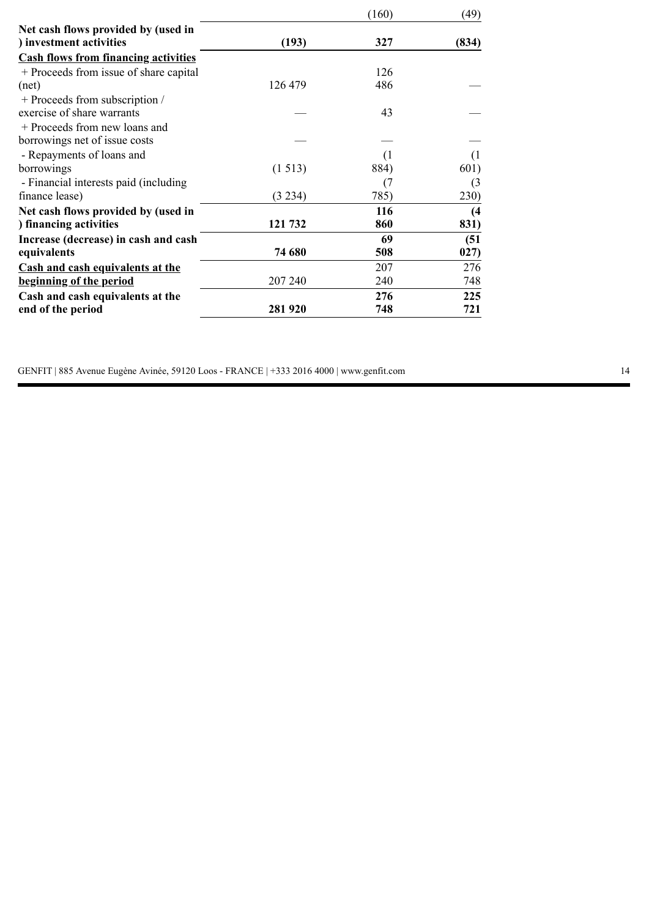| | | | |
|---|---|---|---|
| | | (160) | (49) |
| **Net cash flows provided by (used in ) investment activities** | **(193)** | **327** | **(834)** |
| **Cash flows from financing activities** | | | |
| + Proceeds from issue of share capital (net) | 126 479 | 126 486 | — |
| + Proceeds from subscription / exercise of share warrants | — | 43 | — |
| + Proceeds from new loans and borrowings net of issue costs | — | — | — |
| - Repayments of loans and borrowings | (1 513) | (1 884) | (1 601) |
| - Financial interests paid (including finance lease) | (3 234) | (7 785) | (3 230) |
| **Net cash flows provided by (used in ) financing activities** | **121 732** | **116 860** | **(4 831)** |
| **Increase (decrease) in cash and cash equivalents** | **74 680** | **69 508** | **(51 027)** |
| **Cash and cash equivalents at the beginning of the period** | 207 240 | 207 240 | 276 748 |
| **Cash and cash equivalents at the end of the period** | **281 920** | **276 748** | **225 721** |

GENFIT | 885 Avenue Eugène Avinée, 59120 Loos - FRANCE | +333 2016 4000 | www.genfit.com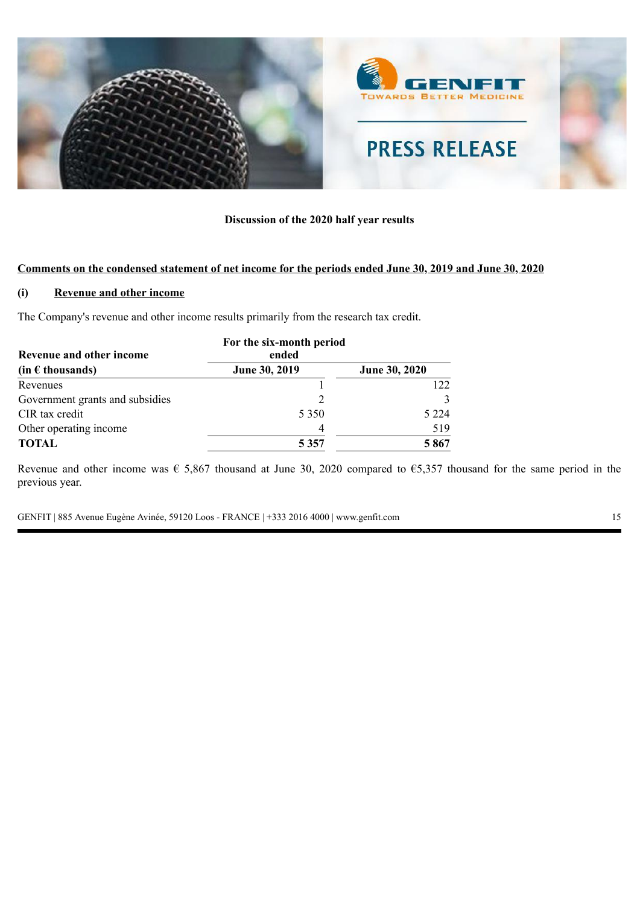**Discussion of the 2020 half year results**

**Comments on the condensed statement of net income for the periods ended June 30, 2019 and June 30, 2020**

**(i) Revenue and other income**

The Company's revenue and other income results primarily from the research tax credit.

| Revenue and other income | For the six-month period ended | |
|---|---|---|
| **(in € thousands)** | **June 30, 2019** | **June 30, 2020** |
| Revenues | 1 | 122 |
| Government grants and subsidies | 2 | 3 |
| CIR tax credit | 5 350 | 5 224 |
| Other operating income | 4 | 519 |
| **TOTAL** | **5 357** | **5 867** |

Revenue and other income was € 5,867 thousand at June 30, 2020 compared to €5,357 thousand for the same period in the previous year.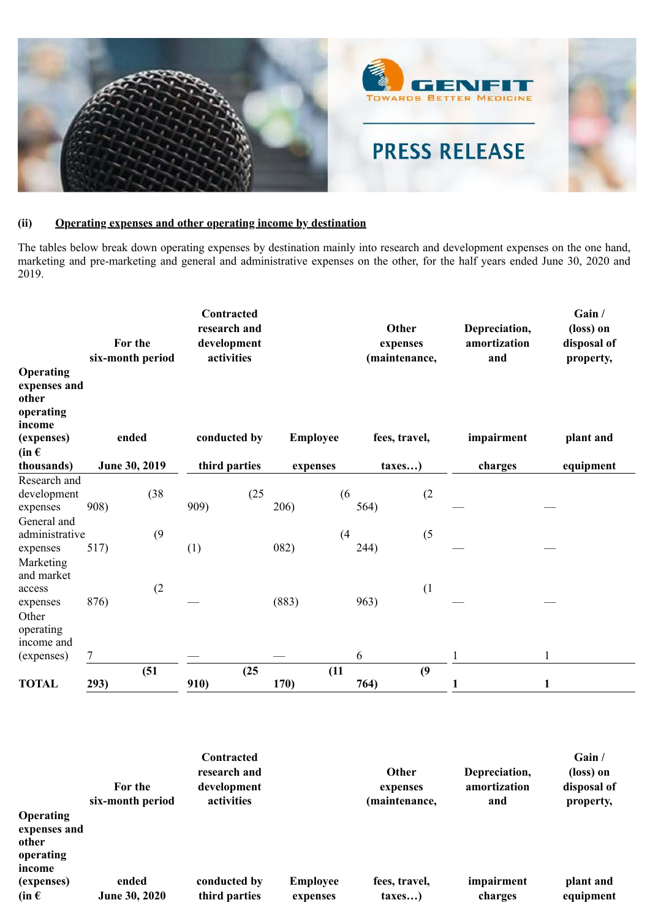**(ii) Operating expenses and other operating income by destination**

The tables below break down operating expenses by destination mainly into research and development expenses on the one hand, marketing and pre-marketing and general and administrative expenses on the other, for the half years ended June 30, 2020 and 2019.

| Operating expenses and other operating income (expenses) (in € thousands) | For the six-month period ended June 30, 2019 | Contracted research and development activities conducted by third parties | Employee expenses | Other expenses (maintenance, fees, travel, taxes…) | Depreciation, amortization and impairment charges | Gain / (loss) on disposal of property, plant and equipment |
|---|---|---|---|---|---|---|
| Research and development expenses | (38 908) | (25 909) | (6 206) | (6 564) | (2 | — |
| General and administrative expenses | (9 517) | (1) | (4 082) | (5 244) | — | — |
| Marketing and market access expenses | (2 876) | — | (883) | (1 963) | — | — |
| Other operating income and (expenses) | 7 | — | — | 6 | 1 | 1 |
| **TOTAL** | **(51 293)** | **(25 910)** | **(11 170)** | **(9 764)** | **1** | **1** |

| Operating expenses and other operating income (expenses) (in € | For the six-month period ended June 30, 2020 | Contracted research and development activities conducted by third parties | Employee expenses | Other expenses (maintenance, fees, travel, taxes…) | Depreciation, amortization and impairment charges | Gain / (loss) on disposal of property, plant and equipment |
|---|---|---|---|---|---|---|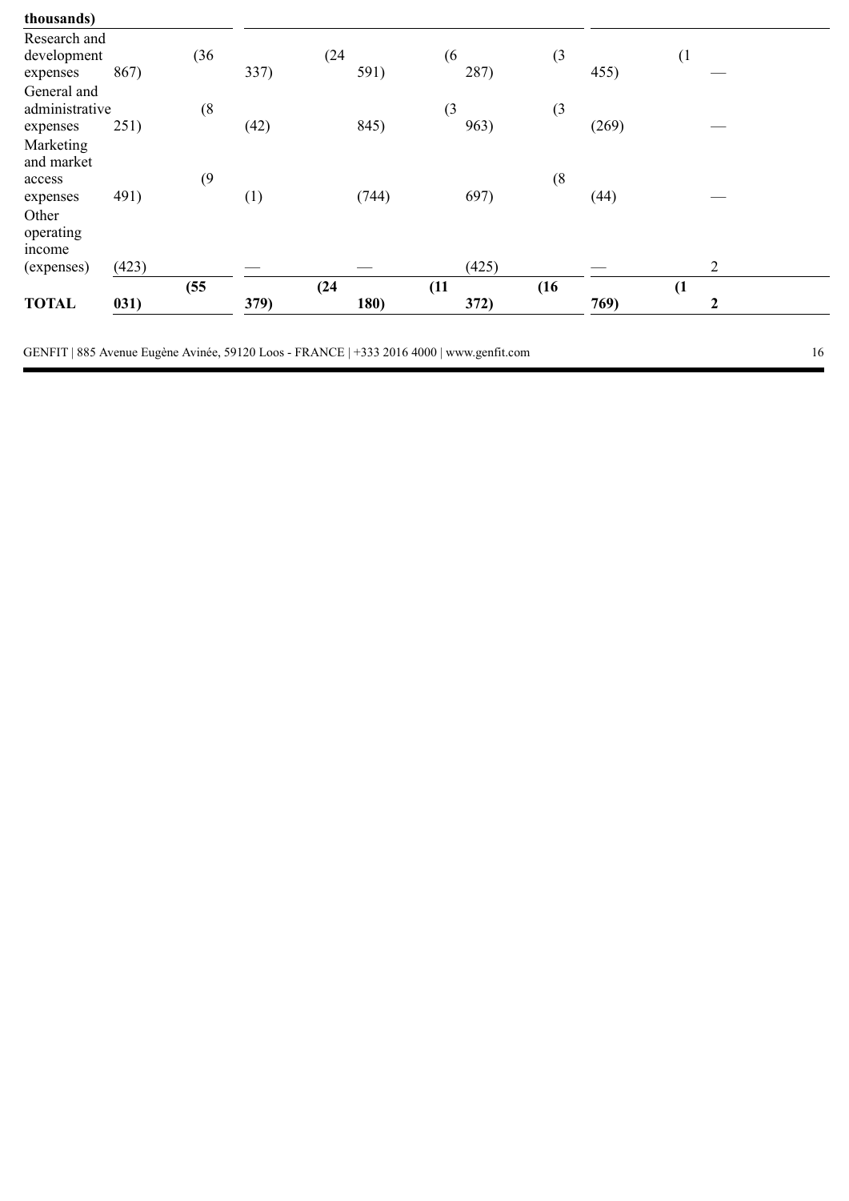| thousands) | | | | | | |
|---|---|---|---|---|---|---|
| Research and development expenses | (36 867) | (24 337) | (6 591) | (3 287) | (1 455) | — |
| General and administrative expenses | (8 251) | (42) | (3 845) | (3 963) | (269) | — |
| Marketing and market access expenses | (9 491) | (1) | (744) | (8 697) | (44) | — |
| Other operating income (expenses) | (423) | — | — | (425) | — | 2 |
| **TOTAL** | **(55 031)** | **(24 379)** | **(11 180)** | **(16 372)** | **(1 769)** | **2** |

GENFIT | 885 Avenue Eugène Avinée, 59120 Loos - FRANCE | +333 2016 4000 | www.genfit.com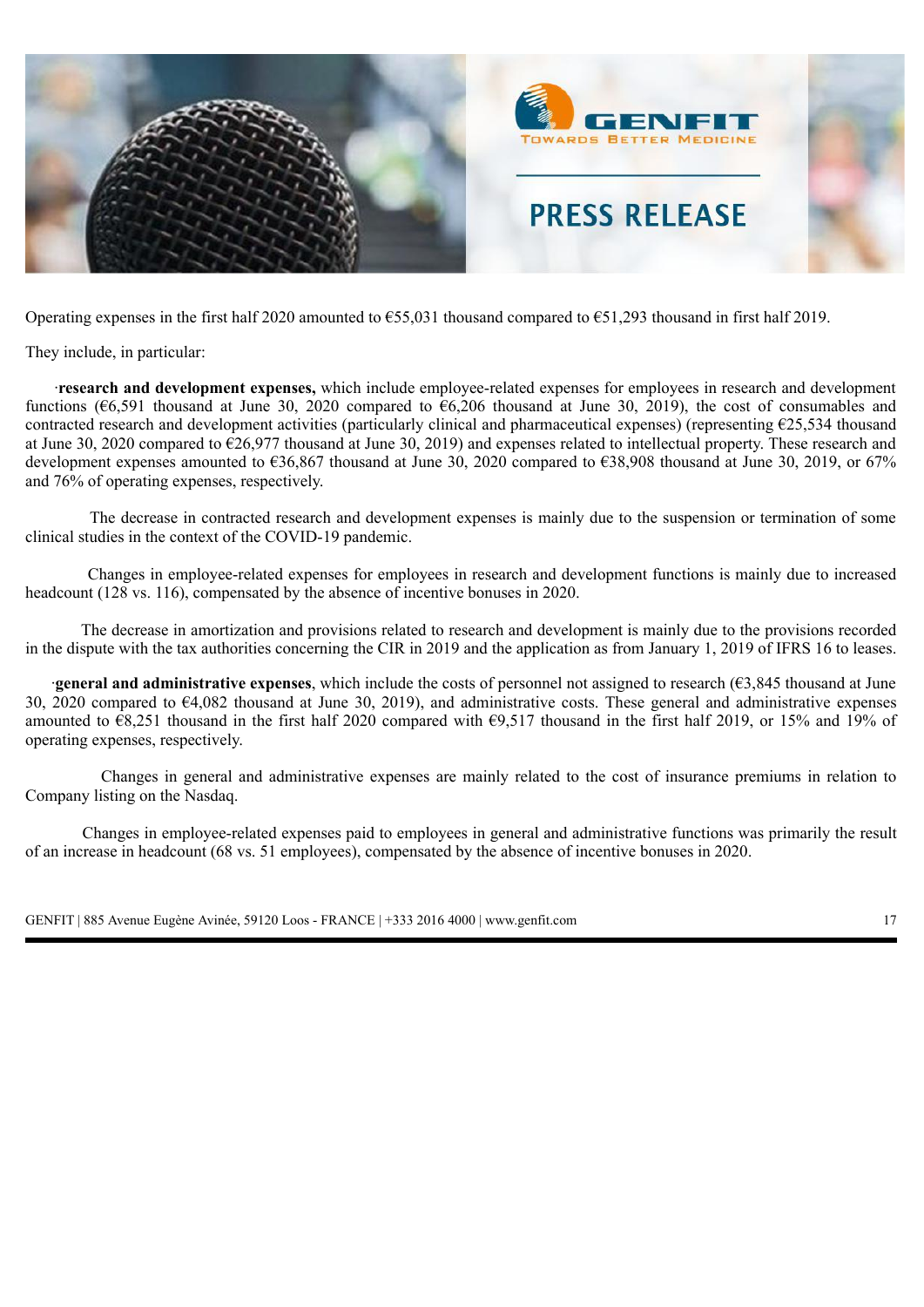Operating expenses in the first half 2020 amounted to €55,031 thousand compared to €51,293 thousand in first half 2019.

They include, in particular:

- **research and development expenses,** which include employee-related expenses for employees in research and development functions (€6,591 thousand at June 30, 2020 compared to €6,206 thousand at June 30, 2019), the cost of consumables and contracted research and development activities (particularly clinical and pharmaceutical expenses) (representing €25,534 thousand at June 30, 2020 compared to €26,977 thousand at June 30, 2019) and expenses related to intellectual property. These research and development expenses amounted to €36,867 thousand at June 30, 2020 compared to €38,908 thousand at June 30, 2019, or 67% and 76% of operating expenses, respectively.

  The decrease in contracted research and development expenses is mainly due to the suspension or termination of some clinical studies in the context of the COVID-19 pandemic.

  Changes in employee-related expenses for employees in research and development functions is mainly due to increased headcount (128 vs. 116), compensated by the absence of incentive bonuses in 2020.

  The decrease in amortization and provisions related to research and development is mainly due to the provisions recorded in the dispute with the tax authorities concerning the CIR in 2019 and the application as from January 1, 2019 of IFRS 16 to leases.

- **general and administrative expenses**, which include the costs of personnel not assigned to research (€3,845 thousand at June 30, 2020 compared to €4,082 thousand at June 30, 2019), and administrative costs. These general and administrative expenses amounted to €8,251 thousand in the first half 2020 compared with €9,517 thousand in the first half 2019, or 15% and 19% of operating expenses, respectively.

  Changes in general and administrative expenses are mainly related to the cost of insurance premiums in relation to Company listing on the Nasdaq.

  Changes in employee-related expenses paid to employees in general and administrative functions was primarily the result of an increase in headcount (68 vs. 51 employees), compensated by the absence of incentive bonuses in 2020.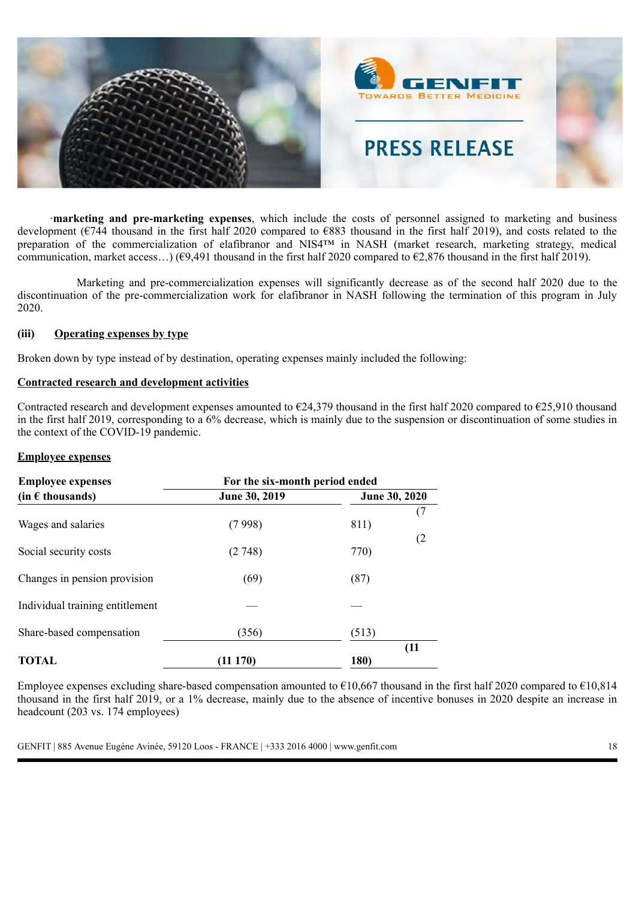·**marketing and pre-marketing expenses**, which include the costs of personnel assigned to marketing and business development (€744 thousand in the first half 2020 compared to €883 thousand in the first half 2019), and costs related to the preparation of the commercialization of elafibranor and NIS4™ in NASH (market research, marketing strategy, medical communication, market access…) (€9,491 thousand in the first half 2020 compared to €2,876 thousand in the first half 2019).

Marketing and pre-commercialization expenses will significantly decrease as of the second half 2020 due to the discontinuation of the pre-commercialization work for elafibranor in NASH following the termination of this program in July 2020.

**(iii) Operating expenses by type**

Broken down by type instead of by destination, operating expenses mainly included the following:

**Contracted research and development activities**

Contracted research and development expenses amounted to €24,379 thousand in the first half 2020 compared to €25,910 thousand in the first half 2019, corresponding to a 6% decrease, which is mainly due to the suspension or discontinuation of some studies in the context of the COVID-19 pandemic.

**Employee expenses**

| **Employee expenses (in € thousands)** | **For the six-month period ended June 30, 2019** | **June 30, 2020** |
|---|---|---|
| Wages and salaries | (7 998) | (7 811) |
| Social security costs | (2 748) | (2 770) |
| Changes in pension provision | (69) | (87) |
| Individual training entitlement | — | — |
| Share-based compensation | (356) | (513) |
| **TOTAL** | **(11 170)** | **(11 180)** |

Employee expenses excluding share-based compensation amounted to €10,667 thousand in the first half 2020 compared to €10,814 thousand in the first half 2019, or a 1% decrease, mainly due to the absence of incentive bonuses in 2020 despite an increase in headcount (203 vs. 174 employees)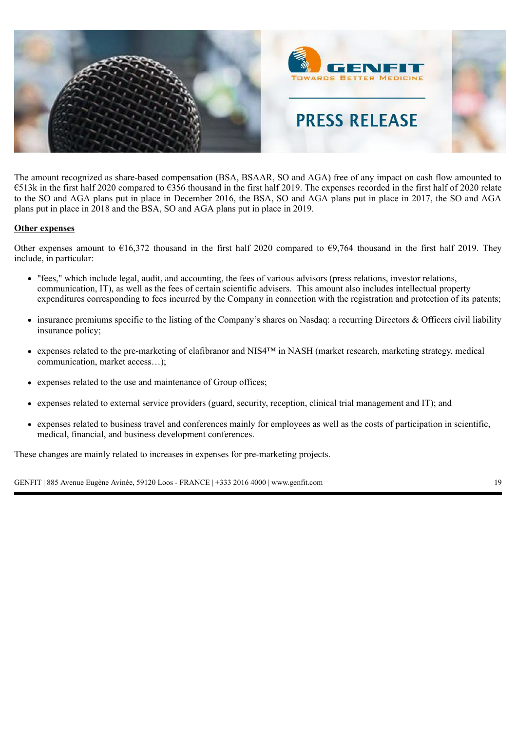The amount recognized as share-based compensation (BSA, BSAAR, SO and AGA) free of any impact on cash flow amounted to €513k in the first half 2020 compared to €356 thousand in the first half 2019. The expenses recorded in the first half of 2020 relate to the SO and AGA plans put in place in December 2016, the BSA, SO and AGA plans put in place in 2017, the SO and AGA plans put in place in 2018 and the BSA, SO and AGA plans put in place in 2019.

**Other expenses**

Other expenses amount to €16,372 thousand in the first half 2020 compared to €9,764 thousand in the first half 2019. They include, in particular:

- "fees," which include legal, audit, and accounting, the fees of various advisors (press relations, investor relations, communication, IT), as well as the fees of certain scientific advisers. This amount also includes intellectual property expenditures corresponding to fees incurred by the Company in connection with the registration and protection of its patents;
- insurance premiums specific to the listing of the Company's shares on Nasdaq: a recurring Directors & Officers civil liability insurance policy;
- expenses related to the pre-marketing of elafibranor and NIS4™ in NASH (market research, marketing strategy, medical communication, market access…);
- expenses related to the use and maintenance of Group offices;
- expenses related to external service providers (guard, security, reception, clinical trial management and IT); and
- expenses related to business travel and conferences mainly for employees as well as the costs of participation in scientific, medical, financial, and business development conferences.

These changes are mainly related to increases in expenses for pre-marketing projects.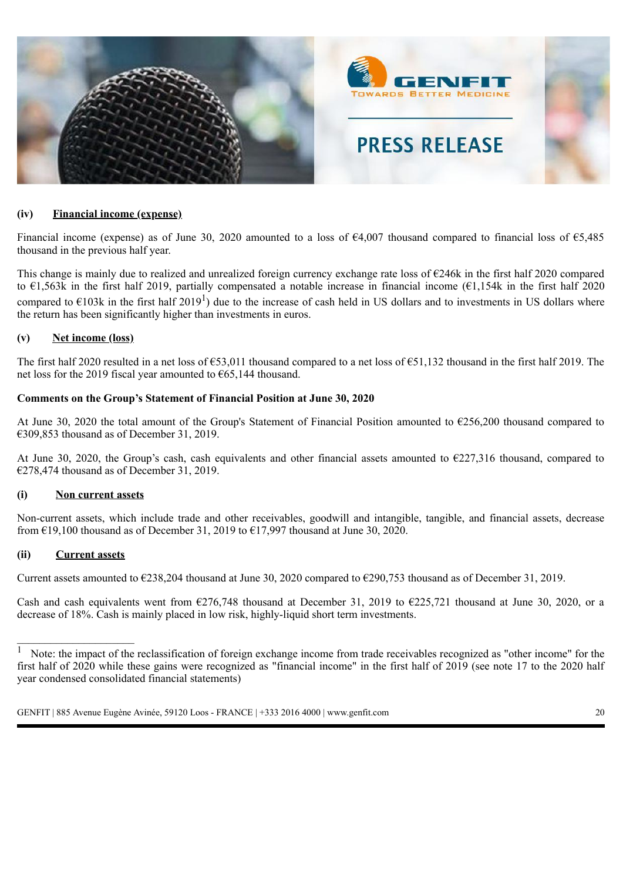**(iv) Financial income (expense)**

Financial income (expense) as of June 30, 2020 amounted to a loss of €4,007 thousand compared to financial loss of €5,485 thousand in the previous half year.

This change is mainly due to realized and unrealized foreign currency exchange rate loss of €246k in the first half 2020 compared to €1,563k in the first half 2019, partially compensated a notable increase in financial income (€1,154k in the first half 2020 compared to €103k in the first half 2019[1]) due to the increase of cash held in US dollars and to investments in US dollars where the return has been significantly higher than investments in euros.

**(v) Net income (loss)**

The first half 2020 resulted in a net loss of €53,011 thousand compared to a net loss of €51,132 thousand in the first half 2019. The net loss for the 2019 fiscal year amounted to €65,144 thousand.

**Comments on the Group's Statement of Financial Position at June 30, 2020**

At June 30, 2020 the total amount of the Group's Statement of Financial Position amounted to €256,200 thousand compared to €309,853 thousand as of December 31, 2019.

At June 30, 2020, the Group's cash, cash equivalents and other financial assets amounted to €227,316 thousand, compared to €278,474 thousand as of December 31, 2019.

**(i) Non current assets**

Non-current assets, which include trade and other receivables, goodwill and intangible, tangible, and financial assets, decrease from €19,100 thousand as of December 31, 2019 to €17,997 thousand at June 30, 2020.

**(ii) Current assets**

Current assets amounted to €238,204 thousand at June 30, 2020 compared to €290,753 thousand as of December 31, 2019.

Cash and cash equivalents went from €276,748 thousand at December 31, 2019 to €225,721 thousand at June 30, 2020, or a decrease of 18%. Cash is mainly placed in low risk, highly-liquid short term investments.

---

[1] Note: the impact of the reclassification of foreign exchange income from trade receivables recognized as "other income" for the first half of 2020 while these gains were recognized as "financial income" in the first half of 2019 (see note 17 to the 2020 half year condensed consolidated financial statements)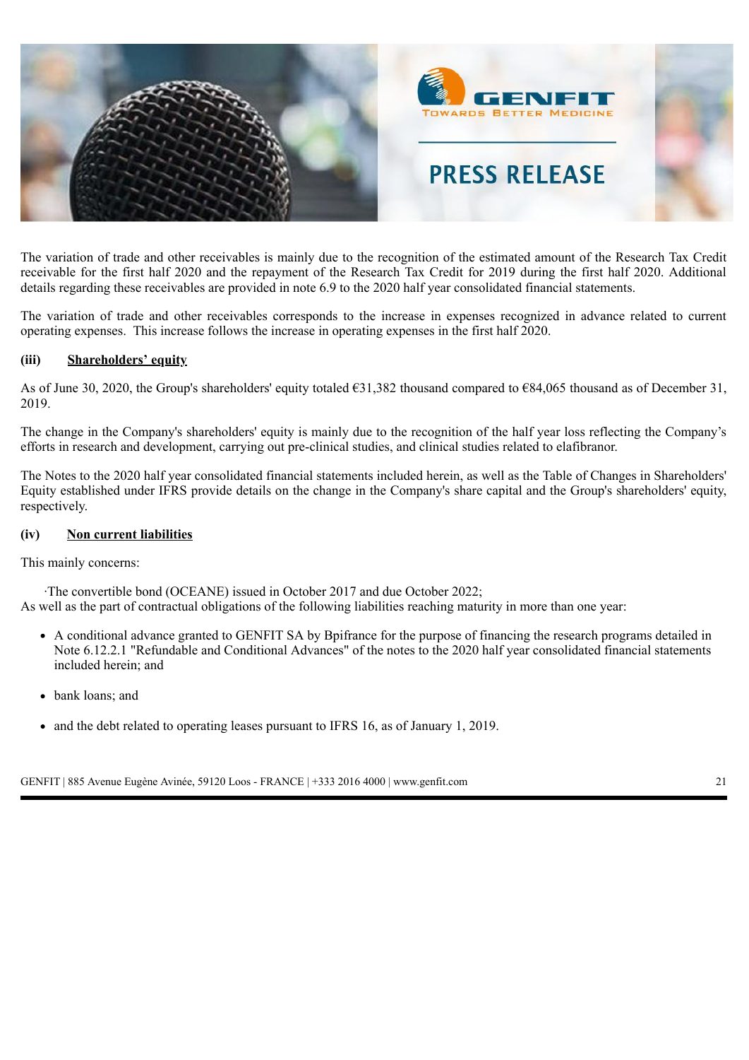The variation of trade and other receivables is mainly due to the recognition of the estimated amount of the Research Tax Credit receivable for the first half 2020 and the repayment of the Research Tax Credit for 2019 during the first half 2020. Additional details regarding these receivables are provided in note 6.9 to the 2020 half year consolidated financial statements.

The variation of trade and other receivables corresponds to the increase in expenses recognized in advance related to current operating expenses. This increase follows the increase in operating expenses in the first half 2020.

**(iii) Shareholders' equity**

As of June 30, 2020, the Group's shareholders' equity totaled €31,382 thousand compared to €84,065 thousand as of December 31, 2019.

The change in the Company's shareholders' equity is mainly due to the recognition of the half year loss reflecting the Company's efforts in research and development, carrying out pre-clinical studies, and clinical studies related to elafibranor.

The Notes to the 2020 half year consolidated financial statements included herein, as well as the Table of Changes in Shareholders' Equity established under IFRS provide details on the change in the Company's share capital and the Group's shareholders' equity, respectively.

**(iv) Non current liabilities**

This mainly concerns:

·The convertible bond (OCEANE) issued in October 2017 and due October 2022;
As well as the part of contractual obligations of the following liabilities reaching maturity in more than one year:

- A conditional advance granted to GENFIT SA by Bpifrance for the purpose of financing the research programs detailed in Note 6.12.2.1 "Refundable and Conditional Advances" of the notes to the 2020 half year consolidated financial statements included herein; and
- bank loans; and
- and the debt related to operating leases pursuant to IFRS 16, as of January 1, 2019.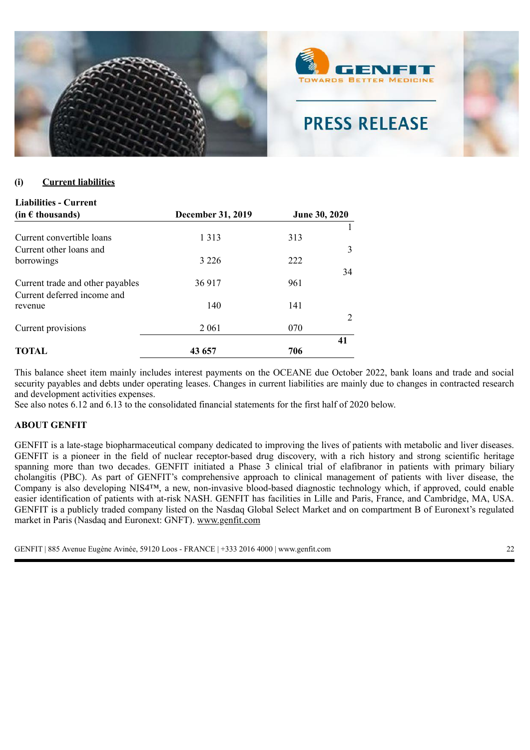### (i) Current liabilities

| Liabilities - Current (in € thousands) | December 31, 2019 | June 30, 2020 |
|---|---|---|
| Current convertible loans | 1 313 | 1 313 |
| Current other loans and borrowings | 3 226 | 3 222 |
| Current trade and other payables | 36 917 | 34 961 |
| Current deferred income and revenue | 140 | 141 |
| Current provisions | 2 061 | 2 070 |
| **TOTAL** | **43 657** | **41 706** |

This balance sheet item mainly includes interest payments on the OCEANE due October 2022, bank loans and trade and social security payables and debts under operating leases. Changes in current liabilities are mainly due to changes in contracted research and development activities expenses.

See also notes 6.12 and 6.13 to the consolidated financial statements for the first half of 2020 below.

**ABOUT GENFIT**

GENFIT is a late-stage biopharmaceutical company dedicated to improving the lives of patients with metabolic and liver diseases. GENFIT is a pioneer in the field of nuclear receptor-based drug discovery, with a rich history and strong scientific heritage spanning more than two decades. GENFIT initiated a Phase 3 clinical trial of elafibranor in patients with primary biliary cholangitis (PBC). As part of GENFIT's comprehensive approach to clinical management of patients with liver disease, the Company is also developing NIS4™, a new, non-invasive blood-based diagnostic technology which, if approved, could enable easier identification of patients with at-risk NASH. GENFIT has facilities in Lille and Paris, France, and Cambridge, MA, USA. GENFIT is a publicly traded company listed on the Nasdaq Global Select Market and on compartment B of Euronext's regulated market in Paris (Nasdaq and Euronext: GNFT). www.genfit.com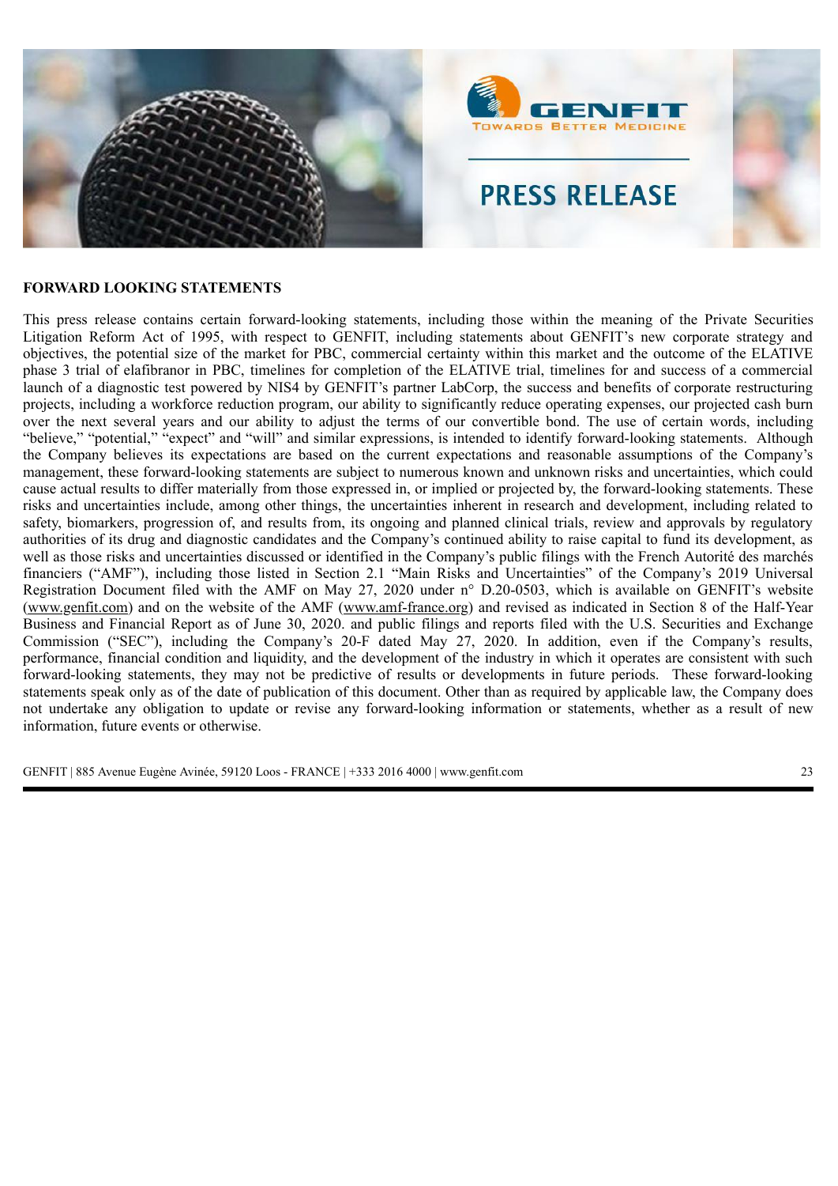**FORWARD LOOKING STATEMENTS**

This press release contains certain forward-looking statements, including those within the meaning of the Private Securities Litigation Reform Act of 1995, with respect to GENFIT, including statements about GENFIT's new corporate strategy and objectives, the potential size of the market for PBC, commercial certainty within this market and the outcome of the ELATIVE phase 3 trial of elafibranor in PBC, timelines for completion of the ELATIVE trial, timelines for and success of a commercial launch of a diagnostic test powered by NIS4 by GENFIT's partner LabCorp, the success and benefits of corporate restructuring projects, including a workforce reduction program, our ability to significantly reduce operating expenses, our projected cash burn over the next several years and our ability to adjust the terms of our convertible bond. The use of certain words, including "believe," "potential," "expect" and "will" and similar expressions, is intended to identify forward-looking statements. Although the Company believes its expectations are based on the current expectations and reasonable assumptions of the Company's management, these forward-looking statements are subject to numerous known and unknown risks and uncertainties, which could cause actual results to differ materially from those expressed in, or implied or projected by, the forward-looking statements. These risks and uncertainties include, among other things, the uncertainties inherent in research and development, including related to safety, biomarkers, progression of, and results from, its ongoing and planned clinical trials, review and approvals by regulatory authorities of its drug and diagnostic candidates and the Company's continued ability to raise capital to fund its development, as well as those risks and uncertainties discussed or identified in the Company's public filings with the French Autorité des marchés financiers ("AMF"), including those listed in Section 2.1 "Main Risks and Uncertainties" of the Company's 2019 Universal Registration Document filed with the AMF on May 27, 2020 under n° D.20-0503, which is available on GENFIT's website (www.genfit.com) and on the website of the AMF (www.amf-france.org) and revised as indicated in Section 8 of the Half-Year Business and Financial Report as of June 30, 2020. and public filings and reports filed with the U.S. Securities and Exchange Commission ("SEC"), including the Company's 20-F dated May 27, 2020. In addition, even if the Company's results, performance, financial condition and liquidity, and the development of the industry in which it operates are consistent with such forward-looking statements, they may not be predictive of results or developments in future periods. These forward-looking statements speak only as of the date of publication of this document. Other than as required by applicable law, the Company does not undertake any obligation to update or revise any forward-looking information or statements, whether as a result of new information, future events or otherwise.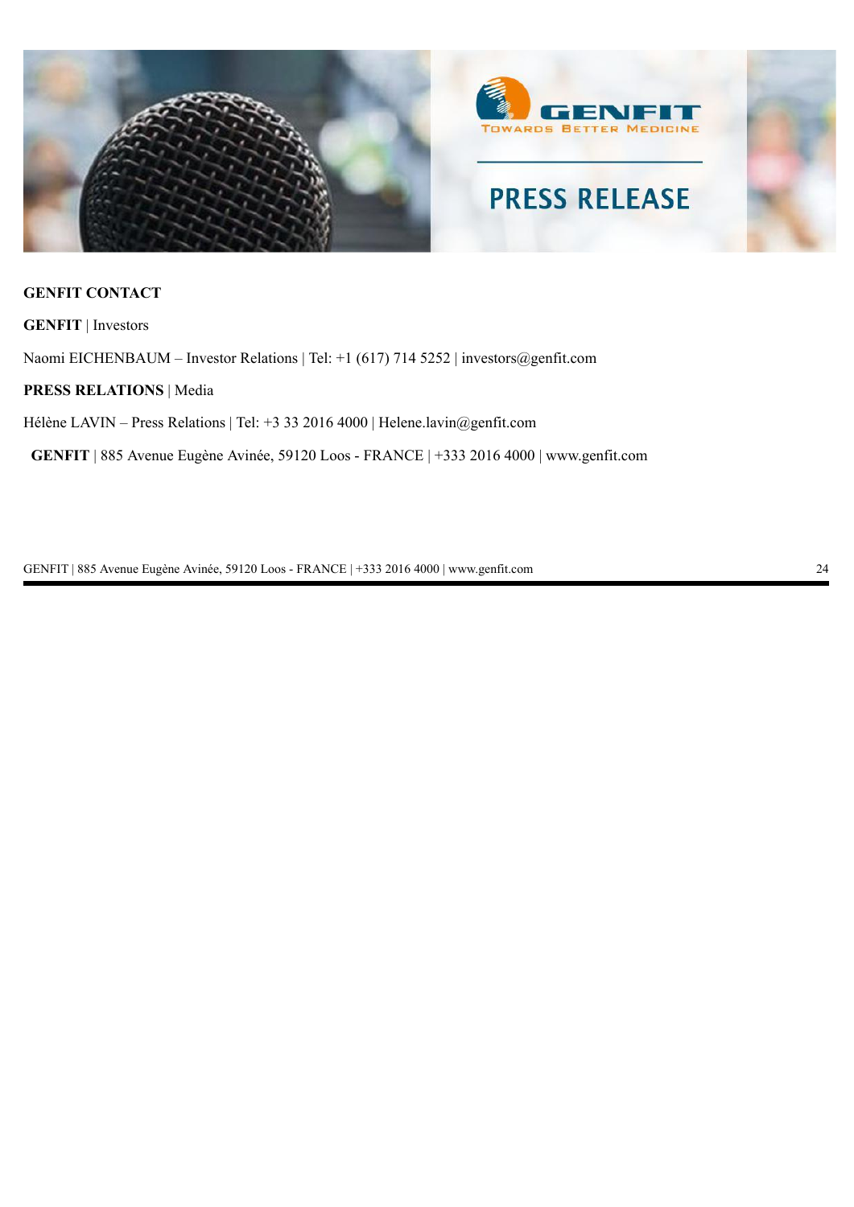**GENFIT CONTACT**

**GENFIT** | Investors

Naomi EICHENBAUM – Investor Relations | Tel: +1 (617) 714 5252 | investors@genfit.com

**PRESS RELATIONS** | Media

Hélène LAVIN – Press Relations | Tel: +3 33 2016 4000 | Helene.lavin@genfit.com

**GENFIT** | 885 Avenue Eugène Avinée, 59120 Loos - FRANCE | +333 2016 4000 | www.genfit.com